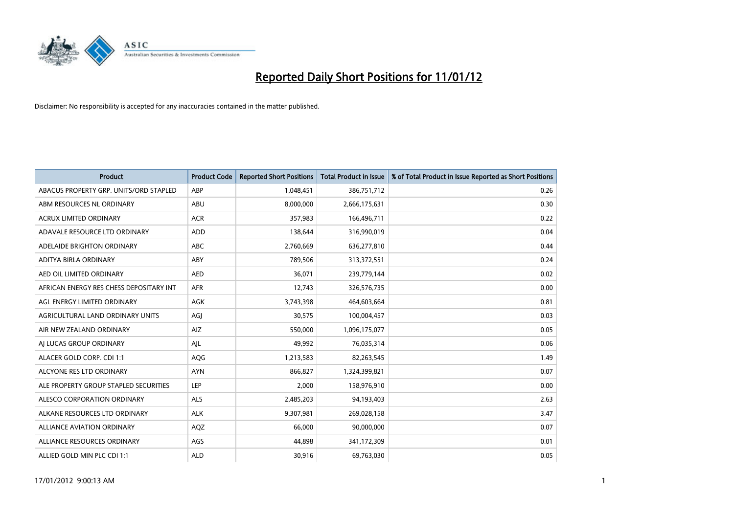# Reported Daily Short Positions for 11/01/12

Disclaimer: No responsibility is accepted for any inaccuracies contained in the matter published.

| Product | Product Code | Reported Short Positions | Total Product in Issue | % of Total Product in Issue Reported as Short Positions |
|---|---|---|---|---|
| ABACUS PROPERTY GRP. UNITS/ORD STAPLED | ABP | 1,048,451 | 386,751,712 | 0.26 |
| ABM RESOURCES NL ORDINARY | ABU | 8,000,000 | 2,666,175,631 | 0.30 |
| ACRUX LIMITED ORDINARY | ACR | 357,983 | 166,496,711 | 0.22 |
| ADAVALE RESOURCE LTD ORDINARY | ADD | 138,644 | 316,990,019 | 0.04 |
| ADELAIDE BRIGHTON ORDINARY | ABC | 2,760,669 | 636,277,810 | 0.44 |
| ADITYA BIRLA ORDINARY | ABY | 789,506 | 313,372,551 | 0.24 |
| AED OIL LIMITED ORDINARY | AED | 36,071 | 239,779,144 | 0.02 |
| AFRICAN ENERGY RES CHESS DEPOSITARY INT | AFR | 12,743 | 326,576,735 | 0.00 |
| AGL ENERGY LIMITED ORDINARY | AGK | 3,743,398 | 464,603,664 | 0.81 |
| AGRICULTURAL LAND ORDINARY UNITS | AGJ | 30,575 | 100,004,457 | 0.03 |
| AIR NEW ZEALAND ORDINARY | AIZ | 550,000 | 1,096,175,077 | 0.05 |
| AJ LUCAS GROUP ORDINARY | AJL | 49,992 | 76,035,314 | 0.06 |
| ALACER GOLD CORP. CDI 1:1 | AQG | 1,213,583 | 82,263,545 | 1.49 |
| ALCYONE RES LTD ORDINARY | AYN | 866,827 | 1,324,399,821 | 0.07 |
| ALE PROPERTY GROUP STAPLED SECURITIES | LEP | 2,000 | 158,976,910 | 0.00 |
| ALESCO CORPORATION ORDINARY | ALS | 2,485,203 | 94,193,403 | 2.63 |
| ALKANE RESOURCES LTD ORDINARY | ALK | 9,307,981 | 269,028,158 | 3.47 |
| ALLIANCE AVIATION ORDINARY | AQZ | 66,000 | 90,000,000 | 0.07 |
| ALLIANCE RESOURCES ORDINARY | AGS | 44,898 | 341,172,309 | 0.01 |
| ALLIED GOLD MIN PLC CDI 1:1 | ALD | 30,916 | 69,763,030 | 0.05 |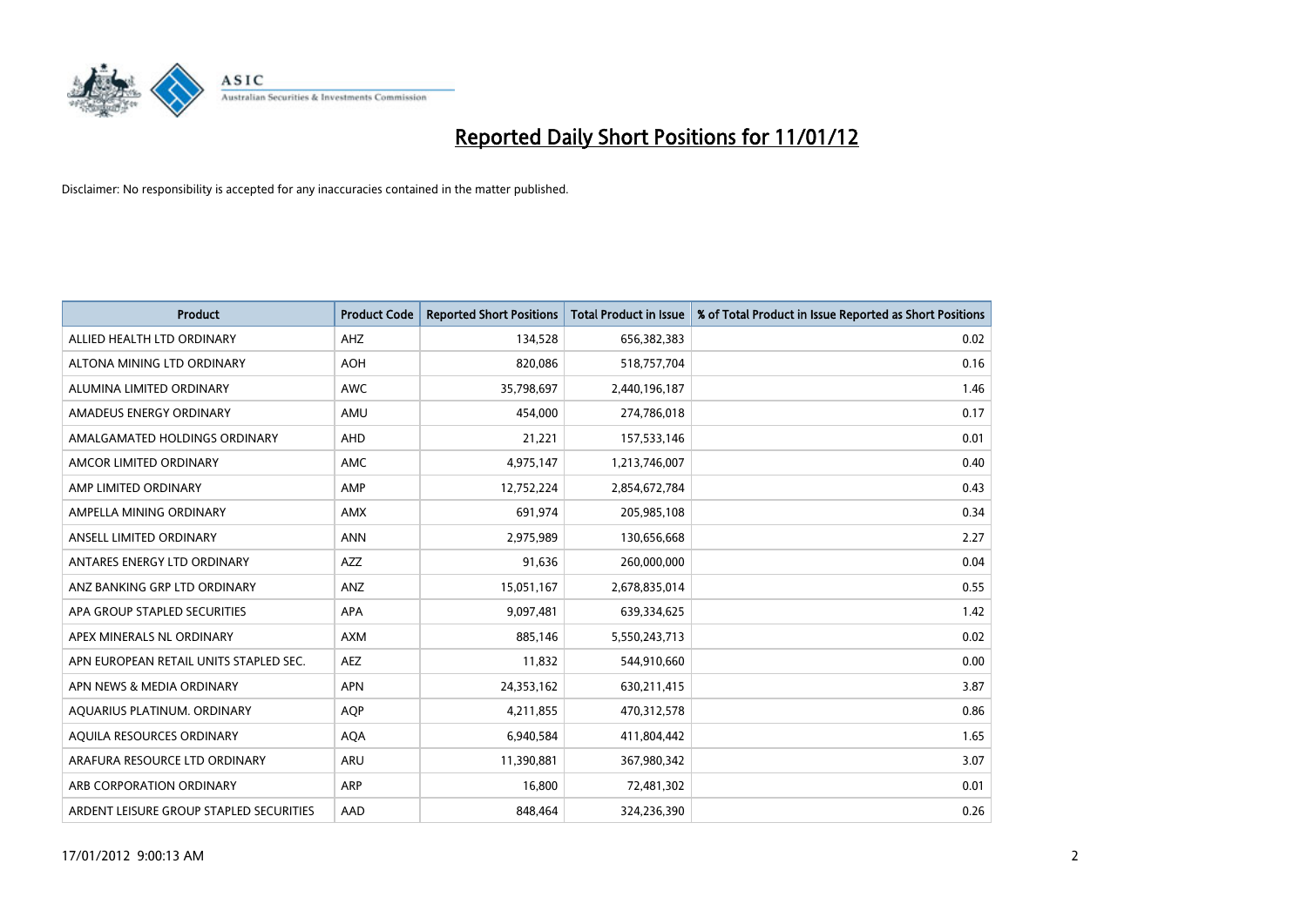# Reported Daily Short Positions for 11/01/12

Disclaimer: No responsibility is accepted for any inaccuracies contained in the matter published.

| Product | Product Code | Reported Short Positions | Total Product in Issue | % of Total Product in Issue Reported as Short Positions |
|---|---|---|---|---|
| ALLIED HEALTH LTD ORDINARY | AHZ | 134,528 | 656,382,383 | 0.02 |
| ALTONA MINING LTD ORDINARY | AOH | 820,086 | 518,757,704 | 0.16 |
| ALUMINA LIMITED ORDINARY | AWC | 35,798,697 | 2,440,196,187 | 1.46 |
| AMADEUS ENERGY ORDINARY | AMU | 454,000 | 274,786,018 | 0.17 |
| AMALGAMATED HOLDINGS ORDINARY | AHD | 21,221 | 157,533,146 | 0.01 |
| AMCOR LIMITED ORDINARY | AMC | 4,975,147 | 1,213,746,007 | 0.40 |
| AMP LIMITED ORDINARY | AMP | 12,752,224 | 2,854,672,784 | 0.43 |
| AMPELLA MINING ORDINARY | AMX | 691,974 | 205,985,108 | 0.34 |
| ANSELL LIMITED ORDINARY | ANN | 2,975,989 | 130,656,668 | 2.27 |
| ANTARES ENERGY LTD ORDINARY | AZZ | 91,636 | 260,000,000 | 0.04 |
| ANZ BANKING GRP LTD ORDINARY | ANZ | 15,051,167 | 2,678,835,014 | 0.55 |
| APA GROUP STAPLED SECURITIES | APA | 9,097,481 | 639,334,625 | 1.42 |
| APEX MINERALS NL ORDINARY | AXM | 885,146 | 5,550,243,713 | 0.02 |
| APN EUROPEAN RETAIL UNITS STAPLED SEC. | AEZ | 11,832 | 544,910,660 | 0.00 |
| APN NEWS & MEDIA ORDINARY | APN | 24,353,162 | 630,211,415 | 3.87 |
| AQUARIUS PLATINUM. ORDINARY | AQP | 4,211,855 | 470,312,578 | 0.86 |
| AQUILA RESOURCES ORDINARY | AQA | 6,940,584 | 411,804,442 | 1.65 |
| ARAFURA RESOURCE LTD ORDINARY | ARU | 11,390,881 | 367,980,342 | 3.07 |
| ARB CORPORATION ORDINARY | ARP | 16,800 | 72,481,302 | 0.01 |
| ARDENT LEISURE GROUP STAPLED SECURITIES | AAD | 848,464 | 324,236,390 | 0.26 |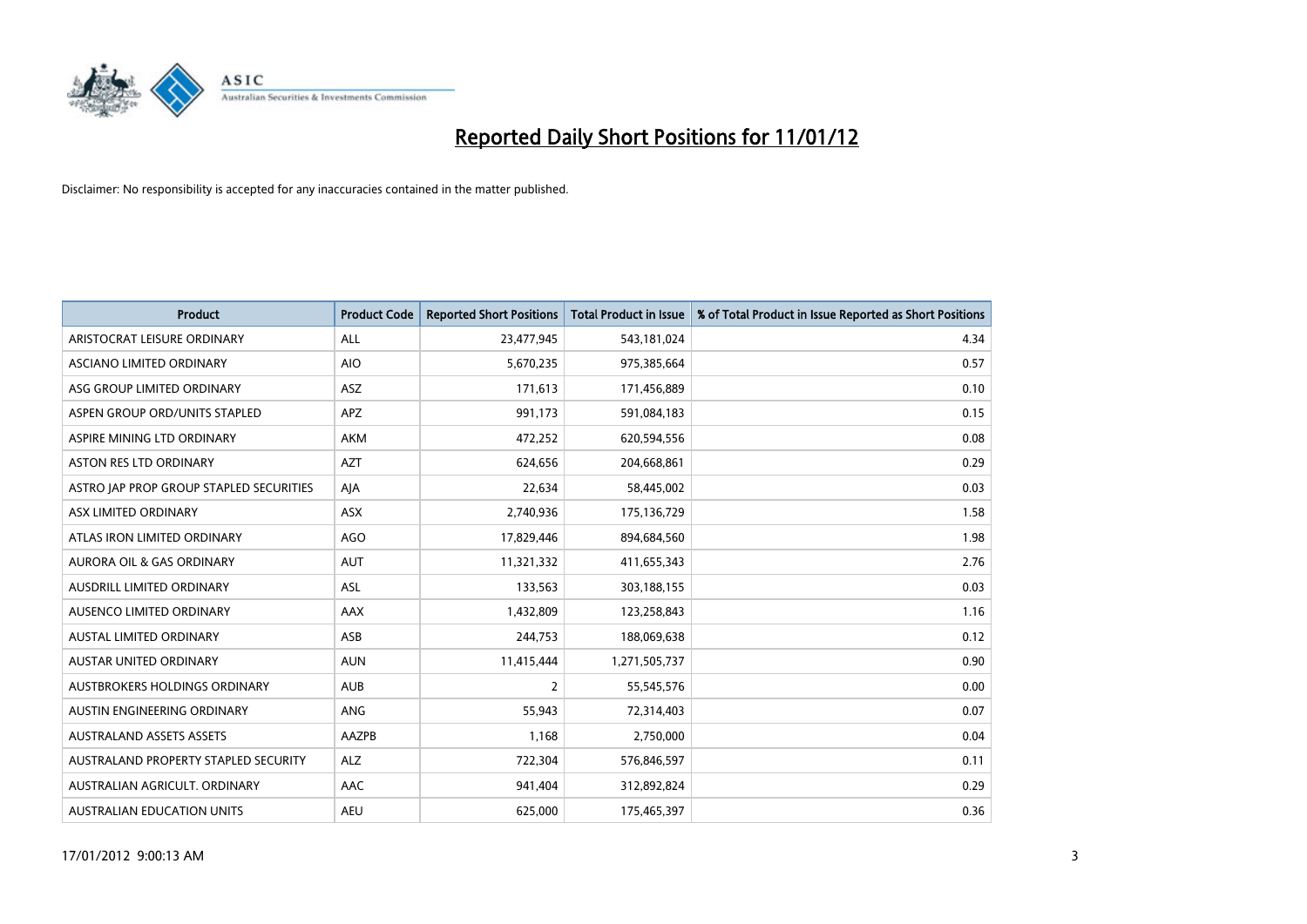# Reported Daily Short Positions for 11/01/12

Disclaimer: No responsibility is accepted for any inaccuracies contained in the matter published.

| Product | Product Code | Reported Short Positions | Total Product in Issue | % of Total Product in Issue Reported as Short Positions |
|---|---|---|---|---|
| ARISTOCRAT LEISURE ORDINARY | ALL | 23,477,945 | 543,181,024 | 4.34 |
| ASCIANO LIMITED ORDINARY | AIO | 5,670,235 | 975,385,664 | 0.57 |
| ASG GROUP LIMITED ORDINARY | ASZ | 171,613 | 171,456,889 | 0.10 |
| ASPEN GROUP ORD/UNITS STAPLED | APZ | 991,173 | 591,084,183 | 0.15 |
| ASPIRE MINING LTD ORDINARY | AKM | 472,252 | 620,594,556 | 0.08 |
| ASTON RES LTD ORDINARY | AZT | 624,656 | 204,668,861 | 0.29 |
| ASTRO JAP PROP GROUP STAPLED SECURITIES | AJA | 22,634 | 58,445,002 | 0.03 |
| ASX LIMITED ORDINARY | ASX | 2,740,936 | 175,136,729 | 1.58 |
| ATLAS IRON LIMITED ORDINARY | AGO | 17,829,446 | 894,684,560 | 1.98 |
| AURORA OIL & GAS ORDINARY | AUT | 11,321,332 | 411,655,343 | 2.76 |
| AUSDRILL LIMITED ORDINARY | ASL | 133,563 | 303,188,155 | 0.03 |
| AUSENCO LIMITED ORDINARY | AAX | 1,432,809 | 123,258,843 | 1.16 |
| AUSTAL LIMITED ORDINARY | ASB | 244,753 | 188,069,638 | 0.12 |
| AUSTAR UNITED ORDINARY | AUN | 11,415,444 | 1,271,505,737 | 0.90 |
| AUSTBROKERS HOLDINGS ORDINARY | AUB | 2 | 55,545,576 | 0.00 |
| AUSTIN ENGINEERING ORDINARY | ANG | 55,943 | 72,314,403 | 0.07 |
| AUSTRALAND ASSETS ASSETS | AAZPB | 1,168 | 2,750,000 | 0.04 |
| AUSTRALAND PROPERTY STAPLED SECURITY | ALZ | 722,304 | 576,846,597 | 0.11 |
| AUSTRALIAN AGRICULT. ORDINARY | AAC | 941,404 | 312,892,824 | 0.29 |
| AUSTRALIAN EDUCATION UNITS | AEU | 625,000 | 175,465,397 | 0.36 |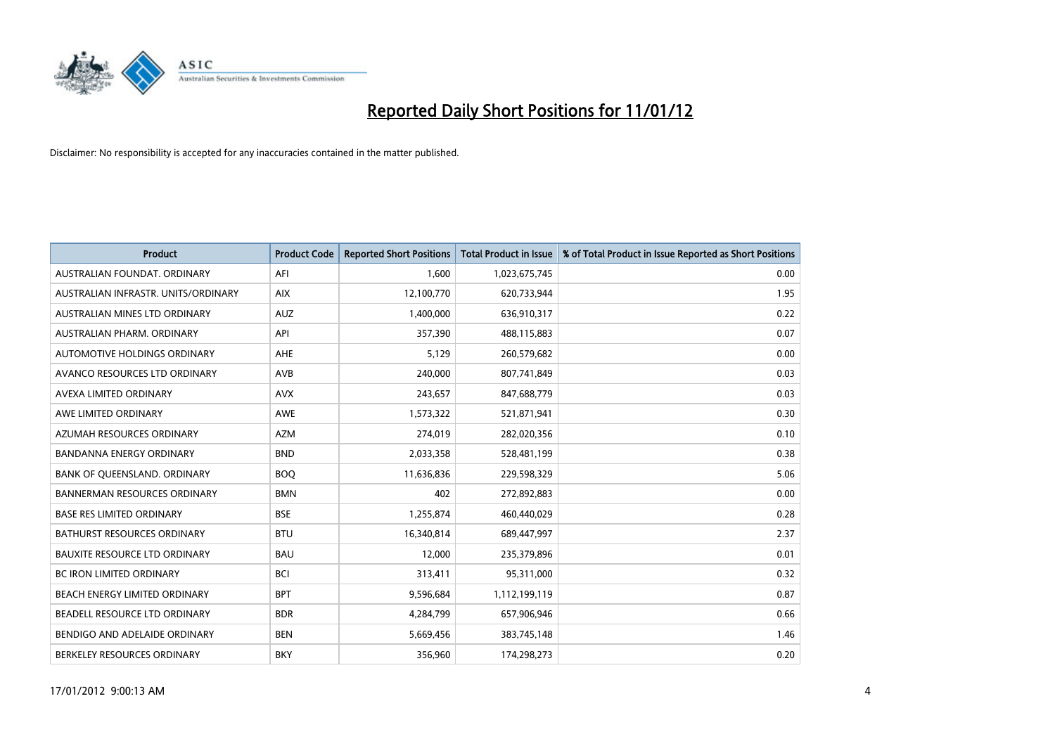# Reported Daily Short Positions for 11/01/12

Disclaimer: No responsibility is accepted for any inaccuracies contained in the matter published.

| Product | Product Code | Reported Short Positions | Total Product in Issue | % of Total Product in Issue Reported as Short Positions |
|---|---|---|---|---|
| AUSTRALIAN FOUNDAT. ORDINARY | AFI | 1,600 | 1,023,675,745 | 0.00 |
| AUSTRALIAN INFRASTR. UNITS/ORDINARY | AIX | 12,100,770 | 620,733,944 | 1.95 |
| AUSTRALIAN MINES LTD ORDINARY | AUZ | 1,400,000 | 636,910,317 | 0.22 |
| AUSTRALIAN PHARM. ORDINARY | API | 357,390 | 488,115,883 | 0.07 |
| AUTOMOTIVE HOLDINGS ORDINARY | AHE | 5,129 | 260,579,682 | 0.00 |
| AVANCO RESOURCES LTD ORDINARY | AVB | 240,000 | 807,741,849 | 0.03 |
| AVEXA LIMITED ORDINARY | AVX | 243,657 | 847,688,779 | 0.03 |
| AWE LIMITED ORDINARY | AWE | 1,573,322 | 521,871,941 | 0.30 |
| AZUMAH RESOURCES ORDINARY | AZM | 274,019 | 282,020,356 | 0.10 |
| BANDANNA ENERGY ORDINARY | BND | 2,033,358 | 528,481,199 | 0.38 |
| BANK OF QUEENSLAND. ORDINARY | BOQ | 11,636,836 | 229,598,329 | 5.06 |
| BANNERMAN RESOURCES ORDINARY | BMN | 402 | 272,892,883 | 0.00 |
| BASE RES LIMITED ORDINARY | BSE | 1,255,874 | 460,440,029 | 0.28 |
| BATHURST RESOURCES ORDINARY | BTU | 16,340,814 | 689,447,997 | 2.37 |
| BAUXITE RESOURCE LTD ORDINARY | BAU | 12,000 | 235,379,896 | 0.01 |
| BC IRON LIMITED ORDINARY | BCI | 313,411 | 95,311,000 | 0.32 |
| BEACH ENERGY LIMITED ORDINARY | BPT | 9,596,684 | 1,112,199,119 | 0.87 |
| BEADELL RESOURCE LTD ORDINARY | BDR | 4,284,799 | 657,906,946 | 0.66 |
| BENDIGO AND ADELAIDE ORDINARY | BEN | 5,669,456 | 383,745,148 | 1.46 |
| BERKELEY RESOURCES ORDINARY | BKY | 356,960 | 174,298,273 | 0.20 |

17/01/2012 9:00:13 AM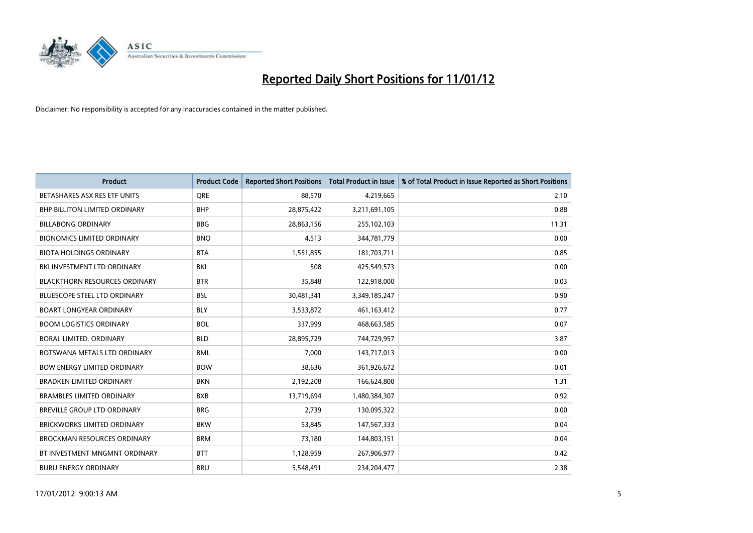# Reported Daily Short Positions for 11/01/12

Disclaimer: No responsibility is accepted for any inaccuracies contained in the matter published.

| Product | Product Code | Reported Short Positions | Total Product in Issue | % of Total Product in Issue Reported as Short Positions |
|---|---|---|---|---|
| BETASHARES ASX RES ETF UNITS | QRE | 88,570 | 4,219,665 | 2.10 |
| BHP BILLITON LIMITED ORDINARY | BHP | 28,875,422 | 3,211,691,105 | 0.88 |
| BILLABONG ORDINARY | BBG | 28,863,156 | 255,102,103 | 11.31 |
| BIONOMICS LIMITED ORDINARY | BNO | 4,513 | 344,781,779 | 0.00 |
| BIOTA HOLDINGS ORDINARY | BTA | 1,551,855 | 181,703,711 | 0.85 |
| BKI INVESTMENT LTD ORDINARY | BKI | 508 | 425,549,573 | 0.00 |
| BLACKTHORN RESOURCES ORDINARY | BTR | 35,848 | 122,918,000 | 0.03 |
| BLUESCOPE STEEL LTD ORDINARY | BSL | 30,481,341 | 3,349,185,247 | 0.90 |
| BOART LONGYEAR ORDINARY | BLY | 3,533,872 | 461,163,412 | 0.77 |
| BOOM LOGISTICS ORDINARY | BOL | 337,999 | 468,663,585 | 0.07 |
| BORAL LIMITED. ORDINARY | BLD | 28,895,729 | 744,729,957 | 3.87 |
| BOTSWANA METALS LTD ORDINARY | BML | 7,000 | 143,717,013 | 0.00 |
| BOW ENERGY LIMITED ORDINARY | BOW | 38,636 | 361,926,672 | 0.01 |
| BRADKEN LIMITED ORDINARY | BKN | 2,192,208 | 166,624,800 | 1.31 |
| BRAMBLES LIMITED ORDINARY | BXB | 13,719,694 | 1,480,384,307 | 0.92 |
| BREVILLE GROUP LTD ORDINARY | BRG | 2,739 | 130,095,322 | 0.00 |
| BRICKWORKS LIMITED ORDINARY | BKW | 53,845 | 147,567,333 | 0.04 |
| BROCKMAN RESOURCES ORDINARY | BRM | 73,180 | 144,803,151 | 0.04 |
| BT INVESTMENT MNGMNT ORDINARY | BTT | 1,128,959 | 267,906,977 | 0.42 |
| BURU ENERGY ORDINARY | BRU | 5,548,491 | 234,204,477 | 2.38 |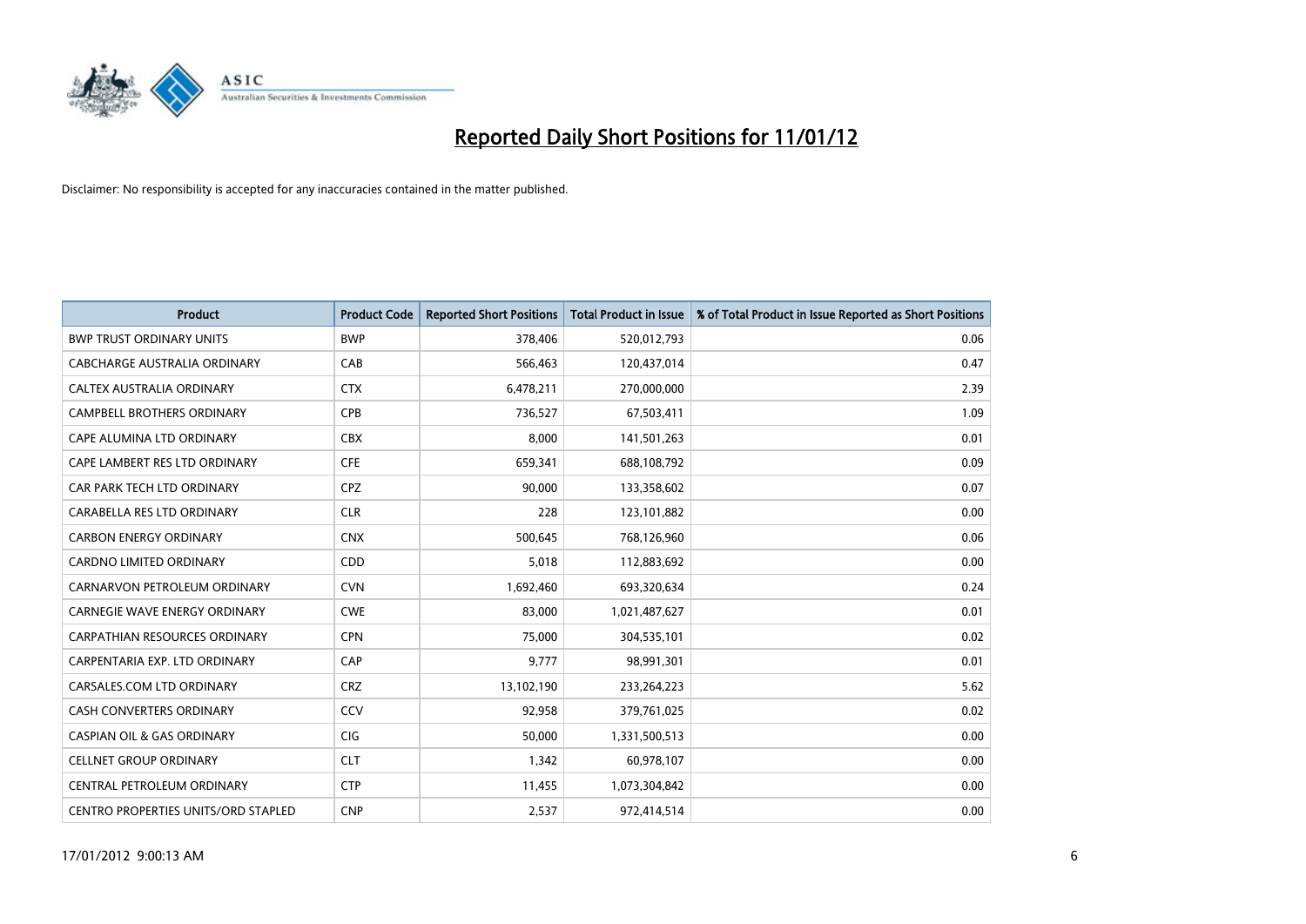# Reported Daily Short Positions for 11/01/12

Disclaimer: No responsibility is accepted for any inaccuracies contained in the matter published.

| Product | Product Code | Reported Short Positions | Total Product in Issue | % of Total Product in Issue Reported as Short Positions |
|---|---|---|---|---|
| BWP TRUST ORDINARY UNITS | BWP | 378,406 | 520,012,793 | 0.06 |
| CABCHARGE AUSTRALIA ORDINARY | CAB | 566,463 | 120,437,014 | 0.47 |
| CALTEX AUSTRALIA ORDINARY | CTX | 6,478,211 | 270,000,000 | 2.39 |
| CAMPBELL BROTHERS ORDINARY | CPB | 736,527 | 67,503,411 | 1.09 |
| CAPE ALUMINA LTD ORDINARY | CBX | 8,000 | 141,501,263 | 0.01 |
| CAPE LAMBERT RES LTD ORDINARY | CFE | 659,341 | 688,108,792 | 0.09 |
| CAR PARK TECH LTD ORDINARY | CPZ | 90,000 | 133,358,602 | 0.07 |
| CARABELLA RES LTD ORDINARY | CLR | 228 | 123,101,882 | 0.00 |
| CARBON ENERGY ORDINARY | CNX | 500,645 | 768,126,960 | 0.06 |
| CARDNO LIMITED ORDINARY | CDD | 5,018 | 112,883,692 | 0.00 |
| CARNARVON PETROLEUM ORDINARY | CVN | 1,692,460 | 693,320,634 | 0.24 |
| CARNEGIE WAVE ENERGY ORDINARY | CWE | 83,000 | 1,021,487,627 | 0.01 |
| CARPATHIAN RESOURCES ORDINARY | CPN | 75,000 | 304,535,101 | 0.02 |
| CARPENTARIA EXP. LTD ORDINARY | CAP | 9,777 | 98,991,301 | 0.01 |
| CARSALES.COM LTD ORDINARY | CRZ | 13,102,190 | 233,264,223 | 5.62 |
| CASH CONVERTERS ORDINARY | CCV | 92,958 | 379,761,025 | 0.02 |
| CASPIAN OIL & GAS ORDINARY | CIG | 50,000 | 1,331,500,513 | 0.00 |
| CELLNET GROUP ORDINARY | CLT | 1,342 | 60,978,107 | 0.00 |
| CENTRAL PETROLEUM ORDINARY | CTP | 11,455 | 1,073,304,842 | 0.00 |
| CENTRO PROPERTIES UNITS/ORD STAPLED | CNP | 2,537 | 972,414,514 | 0.00 |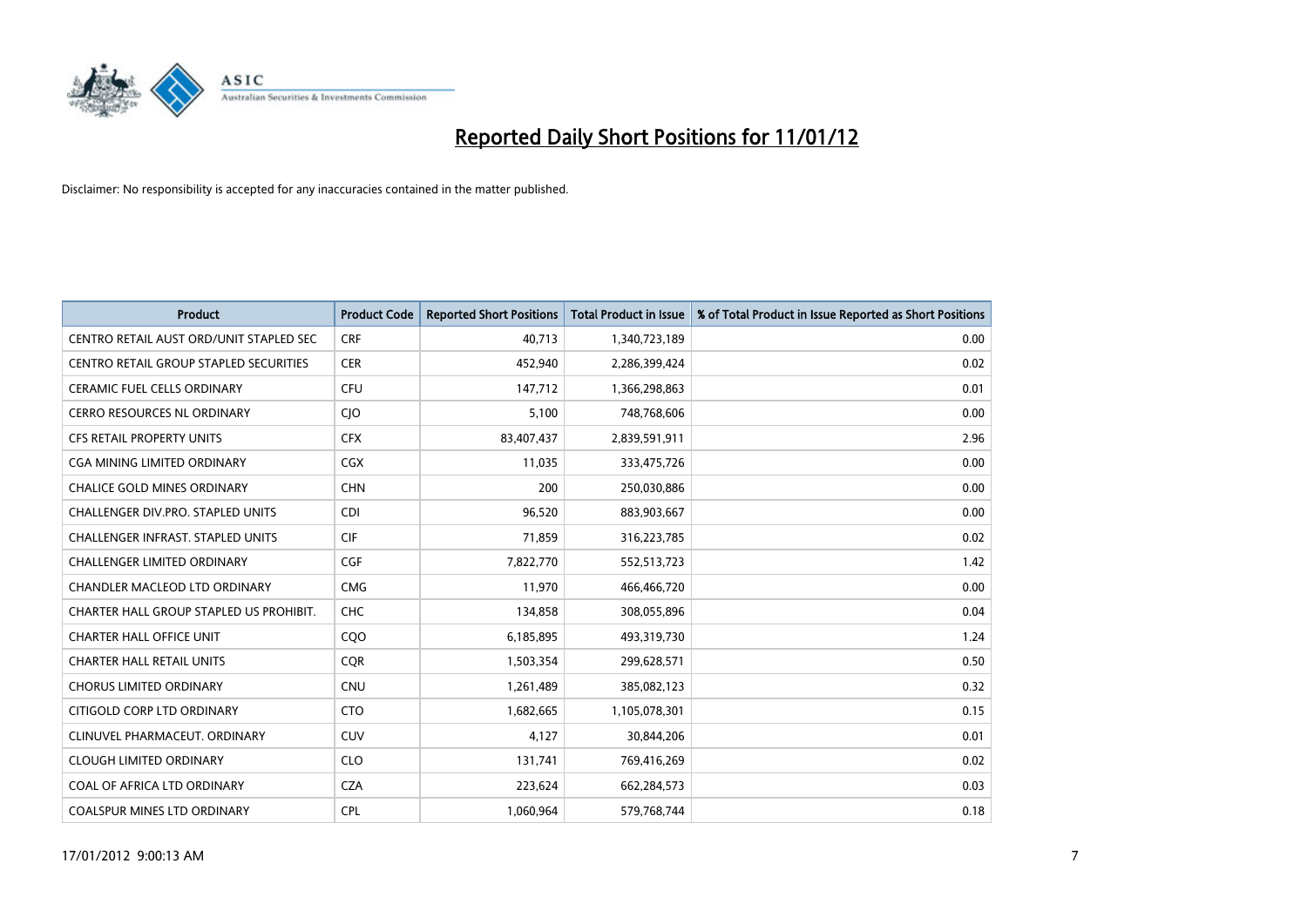# Reported Daily Short Positions for 11/01/12

Disclaimer: No responsibility is accepted for any inaccuracies contained in the matter published.

| Product | Product Code | Reported Short Positions | Total Product in Issue | % of Total Product in Issue Reported as Short Positions |
|---|---|---|---|---|
| CENTRO RETAIL AUST ORD/UNIT STAPLED SEC | CRF | 40,713 | 1,340,723,189 | 0.00 |
| CENTRO RETAIL GROUP STAPLED SECURITIES | CER | 452,940 | 2,286,399,424 | 0.02 |
| CERAMIC FUEL CELLS ORDINARY | CFU | 147,712 | 1,366,298,863 | 0.01 |
| CERRO RESOURCES NL ORDINARY | CJO | 5,100 | 748,768,606 | 0.00 |
| CFS RETAIL PROPERTY UNITS | CFX | 83,407,437 | 2,839,591,911 | 2.96 |
| CGA MINING LIMITED ORDINARY | CGX | 11,035 | 333,475,726 | 0.00 |
| CHALICE GOLD MINES ORDINARY | CHN | 200 | 250,030,886 | 0.00 |
| CHALLENGER DIV.PRO. STAPLED UNITS | CDI | 96,520 | 883,903,667 | 0.00 |
| CHALLENGER INFRAST. STAPLED UNITS | CIF | 71,859 | 316,223,785 | 0.02 |
| CHALLENGER LIMITED ORDINARY | CGF | 7,822,770 | 552,513,723 | 1.42 |
| CHANDLER MACLEOD LTD ORDINARY | CMG | 11,970 | 466,466,720 | 0.00 |
| CHARTER HALL GROUP STAPLED US PROHIBIT. | CHC | 134,858 | 308,055,896 | 0.04 |
| CHARTER HALL OFFICE UNIT | CQO | 6,185,895 | 493,319,730 | 1.24 |
| CHARTER HALL RETAIL UNITS | CQR | 1,503,354 | 299,628,571 | 0.50 |
| CHORUS LIMITED ORDINARY | CNU | 1,261,489 | 385,082,123 | 0.32 |
| CITIGOLD CORP LTD ORDINARY | CTO | 1,682,665 | 1,105,078,301 | 0.15 |
| CLINUVEL PHARMACEUT. ORDINARY | CUV | 4,127 | 30,844,206 | 0.01 |
| CLOUGH LIMITED ORDINARY | CLO | 131,741 | 769,416,269 | 0.02 |
| COAL OF AFRICA LTD ORDINARY | CZA | 223,624 | 662,284,573 | 0.03 |
| COALSPUR MINES LTD ORDINARY | CPL | 1,060,964 | 579,768,744 | 0.18 |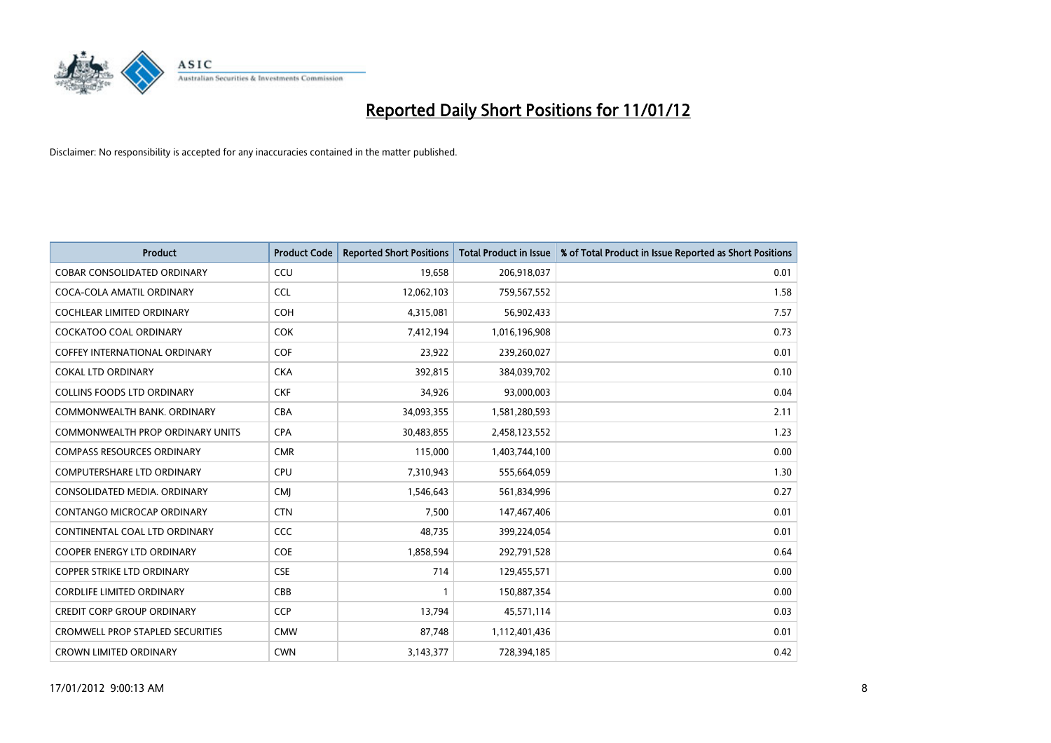# Reported Daily Short Positions for 11/01/12

Disclaimer: No responsibility is accepted for any inaccuracies contained in the matter published.

| Product | Product Code | Reported Short Positions | Total Product in Issue | % of Total Product in Issue Reported as Short Positions |
| --- | --- | --- | --- | --- |
| COBAR CONSOLIDATED ORDINARY | CCU | 19,658 | 206,918,037 | 0.01 |
| COCA-COLA AMATIL ORDINARY | CCL | 12,062,103 | 759,567,552 | 1.58 |
| COCHLEAR LIMITED ORDINARY | COH | 4,315,081 | 56,902,433 | 7.57 |
| COCKATOO COAL ORDINARY | COK | 7,412,194 | 1,016,196,908 | 0.73 |
| COFFEY INTERNATIONAL ORDINARY | COF | 23,922 | 239,260,027 | 0.01 |
| COKAL LTD ORDINARY | CKA | 392,815 | 384,039,702 | 0.10 |
| COLLINS FOODS LTD ORDINARY | CKF | 34,926 | 93,000,003 | 0.04 |
| COMMONWEALTH BANK. ORDINARY | CBA | 34,093,355 | 1,581,280,593 | 2.11 |
| COMMONWEALTH PROP ORDINARY UNITS | CPA | 30,483,855 | 2,458,123,552 | 1.23 |
| COMPASS RESOURCES ORDINARY | CMR | 115,000 | 1,403,744,100 | 0.00 |
| COMPUTERSHARE LTD ORDINARY | CPU | 7,310,943 | 555,664,059 | 1.30 |
| CONSOLIDATED MEDIA. ORDINARY | CMJ | 1,546,643 | 561,834,996 | 0.27 |
| CONTANGO MICROCAP ORDINARY | CTN | 7,500 | 147,467,406 | 0.01 |
| CONTINENTAL COAL LTD ORDINARY | CCC | 48,735 | 399,224,054 | 0.01 |
| COOPER ENERGY LTD ORDINARY | COE | 1,858,594 | 292,791,528 | 0.64 |
| COPPER STRIKE LTD ORDINARY | CSE | 714 | 129,455,571 | 0.00 |
| CORDLIFE LIMITED ORDINARY | CBB | 1 | 150,887,354 | 0.00 |
| CREDIT CORP GROUP ORDINARY | CCP | 13,794 | 45,571,114 | 0.03 |
| CROMWELL PROP STAPLED SECURITIES | CMW | 87,748 | 1,112,401,436 | 0.01 |
| CROWN LIMITED ORDINARY | CWN | 3,143,377 | 728,394,185 | 0.42 |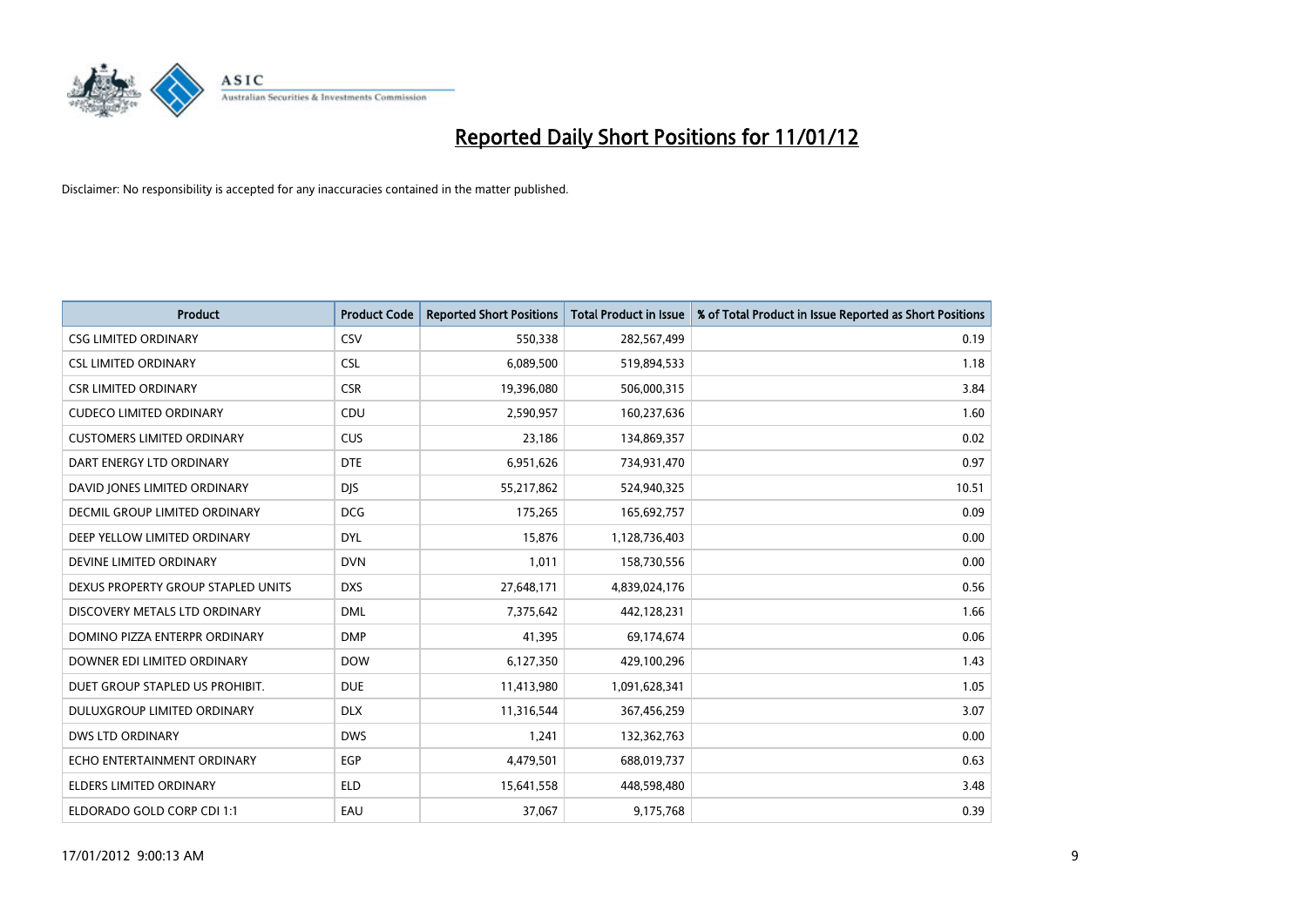# Reported Daily Short Positions for 11/01/12

Disclaimer: No responsibility is accepted for any inaccuracies contained in the matter published.

| Product | Product Code | Reported Short Positions | Total Product in Issue | % of Total Product in Issue Reported as Short Positions |
|---|---|---|---|---|
| CSG LIMITED ORDINARY | CSV | 550,338 | 282,567,499 | 0.19 |
| CSL LIMITED ORDINARY | CSL | 6,089,500 | 519,894,533 | 1.18 |
| CSR LIMITED ORDINARY | CSR | 19,396,080 | 506,000,315 | 3.84 |
| CUDECO LIMITED ORDINARY | CDU | 2,590,957 | 160,237,636 | 1.60 |
| CUSTOMERS LIMITED ORDINARY | CUS | 23,186 | 134,869,357 | 0.02 |
| DART ENERGY LTD ORDINARY | DTE | 6,951,626 | 734,931,470 | 0.97 |
| DAVID JONES LIMITED ORDINARY | DJS | 55,217,862 | 524,940,325 | 10.51 |
| DECMIL GROUP LIMITED ORDINARY | DCG | 175,265 | 165,692,757 | 0.09 |
| DEEP YELLOW LIMITED ORDINARY | DYL | 15,876 | 1,128,736,403 | 0.00 |
| DEVINE LIMITED ORDINARY | DVN | 1,011 | 158,730,556 | 0.00 |
| DEXUS PROPERTY GROUP STAPLED UNITS | DXS | 27,648,171 | 4,839,024,176 | 0.56 |
| DISCOVERY METALS LTD ORDINARY | DML | 7,375,642 | 442,128,231 | 1.66 |
| DOMINO PIZZA ENTERPR ORDINARY | DMP | 41,395 | 69,174,674 | 0.06 |
| DOWNER EDI LIMITED ORDINARY | DOW | 6,127,350 | 429,100,296 | 1.43 |
| DUET GROUP STAPLED US PROHIBIT. | DUE | 11,413,980 | 1,091,628,341 | 1.05 |
| DULUXGROUP LIMITED ORDINARY | DLX | 11,316,544 | 367,456,259 | 3.07 |
| DWS LTD ORDINARY | DWS | 1,241 | 132,362,763 | 0.00 |
| ECHO ENTERTAINMENT ORDINARY | EGP | 4,479,501 | 688,019,737 | 0.63 |
| ELDERS LIMITED ORDINARY | ELD | 15,641,558 | 448,598,480 | 3.48 |
| ELDORADO GOLD CORP CDI 1:1 | EAU | 37,067 | 9,175,768 | 0.39 |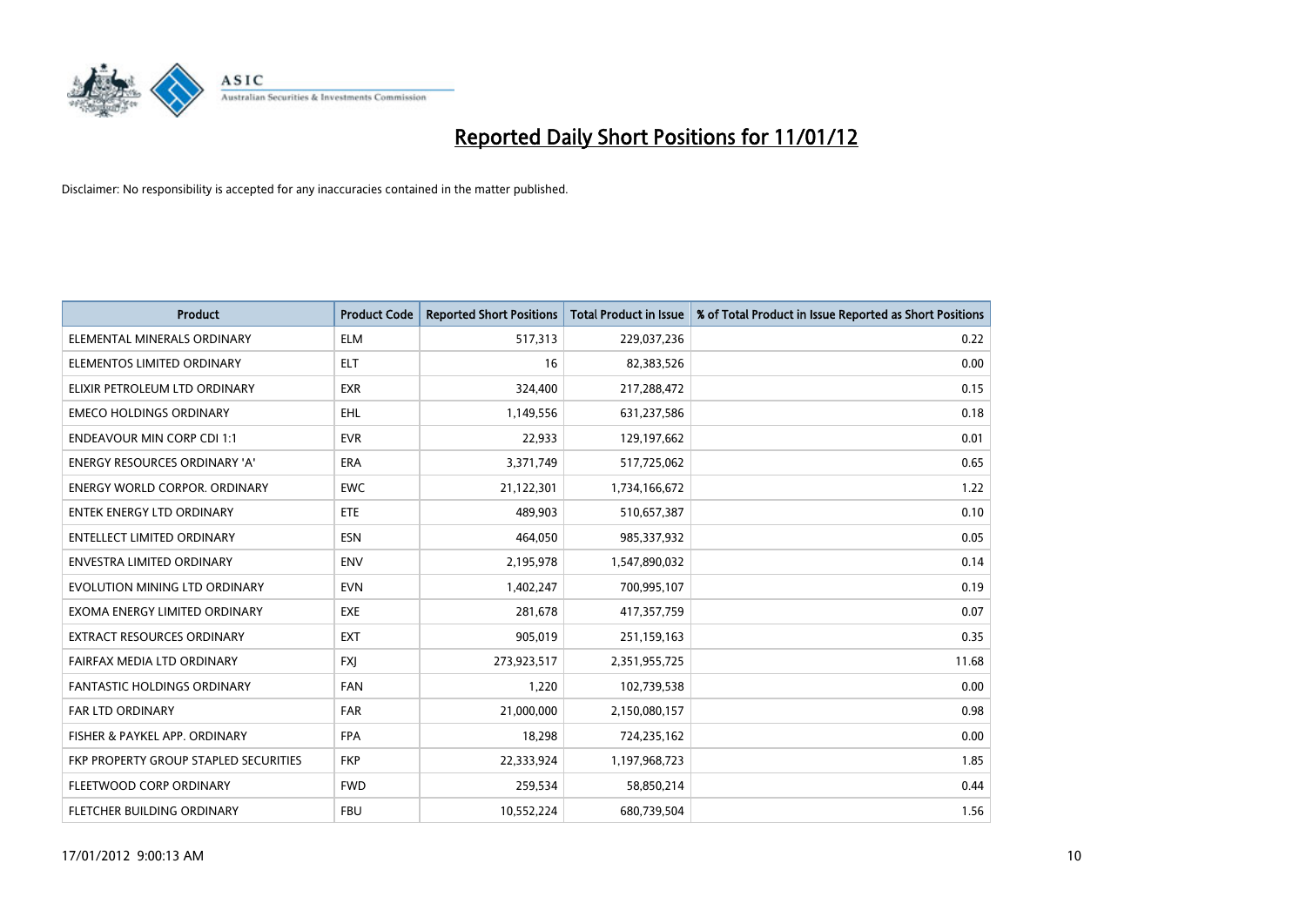# Reported Daily Short Positions for 11/01/12

Disclaimer: No responsibility is accepted for any inaccuracies contained in the matter published.

| Product | Product Code | Reported Short Positions | Total Product in Issue | % of Total Product in Issue Reported as Short Positions |
| --- | --- | --- | --- | --- |
| ELEMENTAL MINERALS ORDINARY | ELM | 517,313 | 229,037,236 | 0.22 |
| ELEMENTOS LIMITED ORDINARY | ELT | 16 | 82,383,526 | 0.00 |
| ELIXIR PETROLEUM LTD ORDINARY | EXR | 324,400 | 217,288,472 | 0.15 |
| EMECO HOLDINGS ORDINARY | EHL | 1,149,556 | 631,237,586 | 0.18 |
| ENDEAVOUR MIN CORP CDI 1:1 | EVR | 22,933 | 129,197,662 | 0.01 |
| ENERGY RESOURCES ORDINARY 'A' | ERA | 3,371,749 | 517,725,062 | 0.65 |
| ENERGY WORLD CORPOR. ORDINARY | EWC | 21,122,301 | 1,734,166,672 | 1.22 |
| ENTEK ENERGY LTD ORDINARY | ETE | 489,903 | 510,657,387 | 0.10 |
| ENTELLECT LIMITED ORDINARY | ESN | 464,050 | 985,337,932 | 0.05 |
| ENVESTRA LIMITED ORDINARY | ENV | 2,195,978 | 1,547,890,032 | 0.14 |
| EVOLUTION MINING LTD ORDINARY | EVN | 1,402,247 | 700,995,107 | 0.19 |
| EXOMA ENERGY LIMITED ORDINARY | EXE | 281,678 | 417,357,759 | 0.07 |
| EXTRACT RESOURCES ORDINARY | EXT | 905,019 | 251,159,163 | 0.35 |
| FAIRFAX MEDIA LTD ORDINARY | FXJ | 273,923,517 | 2,351,955,725 | 11.68 |
| FANTASTIC HOLDINGS ORDINARY | FAN | 1,220 | 102,739,538 | 0.00 |
| FAR LTD ORDINARY | FAR | 21,000,000 | 2,150,080,157 | 0.98 |
| FISHER & PAYKEL APP. ORDINARY | FPA | 18,298 | 724,235,162 | 0.00 |
| FKP PROPERTY GROUP STAPLED SECURITIES | FKP | 22,333,924 | 1,197,968,723 | 1.85 |
| FLEETWOOD CORP ORDINARY | FWD | 259,534 | 58,850,214 | 0.44 |
| FLETCHER BUILDING ORDINARY | FBU | 10,552,224 | 680,739,504 | 1.56 |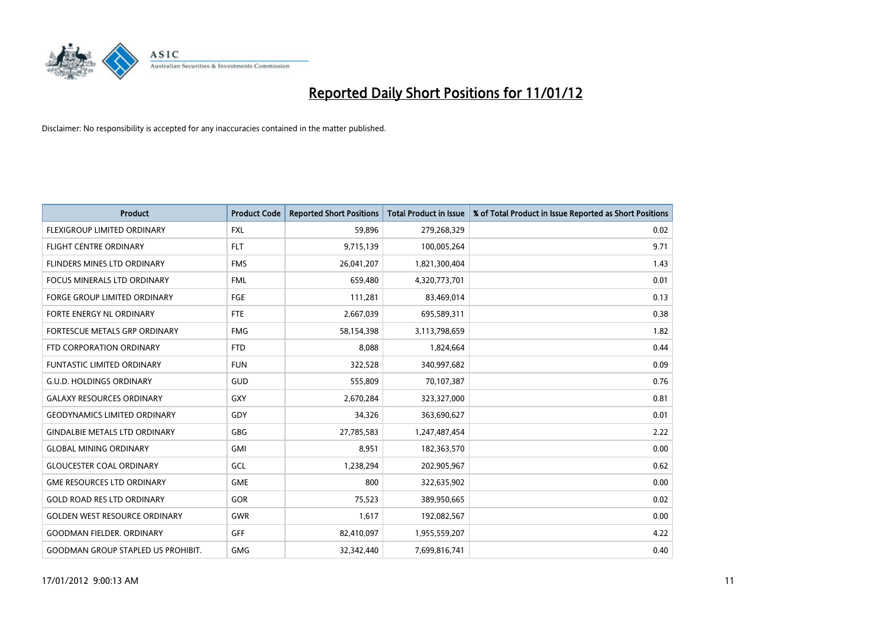# Reported Daily Short Positions for 11/01/12

Disclaimer: No responsibility is accepted for any inaccuracies contained in the matter published.

| Product | Product Code | Reported Short Positions | Total Product in Issue | % of Total Product in Issue Reported as Short Positions |
|---|---|---|---|---|
| FLEXIGROUP LIMITED ORDINARY | FXL | 59,896 | 279,268,329 | 0.02 |
| FLIGHT CENTRE ORDINARY | FLT | 9,715,139 | 100,005,264 | 9.71 |
| FLINDERS MINES LTD ORDINARY | FMS | 26,041,207 | 1,821,300,404 | 1.43 |
| FOCUS MINERALS LTD ORDINARY | FML | 659,480 | 4,320,773,701 | 0.01 |
| FORGE GROUP LIMITED ORDINARY | FGE | 111,281 | 83,469,014 | 0.13 |
| FORTE ENERGY NL ORDINARY | FTE | 2,667,039 | 695,589,311 | 0.38 |
| FORTESCUE METALS GRP ORDINARY | FMG | 58,154,398 | 3,113,798,659 | 1.82 |
| FTD CORPORATION ORDINARY | FTD | 8,088 | 1,824,664 | 0.44 |
| FUNTASTIC LIMITED ORDINARY | FUN | 322,528 | 340,997,682 | 0.09 |
| G.U.D. HOLDINGS ORDINARY | GUD | 555,809 | 70,107,387 | 0.76 |
| GALAXY RESOURCES ORDINARY | GXY | 2,670,284 | 323,327,000 | 0.81 |
| GEODYNAMICS LIMITED ORDINARY | GDY | 34,326 | 363,690,627 | 0.01 |
| GINDALBIE METALS LTD ORDINARY | GBG | 27,785,583 | 1,247,487,454 | 2.22 |
| GLOBAL MINING ORDINARY | GMI | 8,951 | 182,363,570 | 0.00 |
| GLOUCESTER COAL ORDINARY | GCL | 1,238,294 | 202,905,967 | 0.62 |
| GME RESOURCES LTD ORDINARY | GME | 800 | 322,635,902 | 0.00 |
| GOLD ROAD RES LTD ORDINARY | GOR | 75,523 | 389,950,665 | 0.02 |
| GOLDEN WEST RESOURCE ORDINARY | GWR | 1,617 | 192,082,567 | 0.00 |
| GOODMAN FIELDER. ORDINARY | GFF | 82,410,097 | 1,955,559,207 | 4.22 |
| GOODMAN GROUP STAPLED US PROHIBIT. | GMG | 32,342,440 | 7,699,816,741 | 0.40 |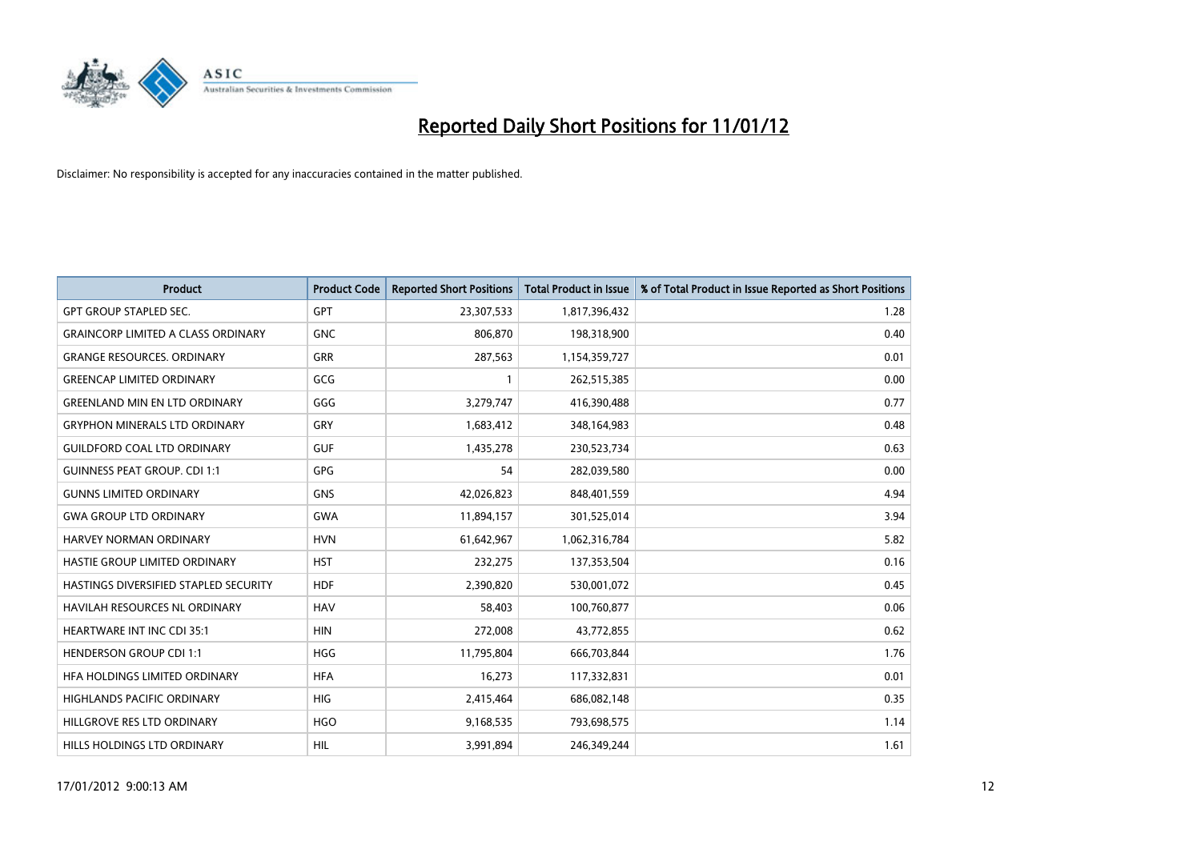# Reported Daily Short Positions for 11/01/12

Disclaimer: No responsibility is accepted for any inaccuracies contained in the matter published.

| Product | Product Code | Reported Short Positions | Total Product in Issue | % of Total Product in Issue Reported as Short Positions |
|---|---|---|---|---|
| GPT GROUP STAPLED SEC. | GPT | 23,307,533 | 1,817,396,432 | 1.28 |
| GRAINCORP LIMITED A CLASS ORDINARY | GNC | 806,870 | 198,318,900 | 0.40 |
| GRANGE RESOURCES. ORDINARY | GRR | 287,563 | 1,154,359,727 | 0.01 |
| GREENCAP LIMITED ORDINARY | GCG | 1 | 262,515,385 | 0.00 |
| GREENLAND MIN EN LTD ORDINARY | GGG | 3,279,747 | 416,390,488 | 0.77 |
| GRYPHON MINERALS LTD ORDINARY | GRY | 1,683,412 | 348,164,983 | 0.48 |
| GUILDFORD COAL LTD ORDINARY | GUF | 1,435,278 | 230,523,734 | 0.63 |
| GUINNESS PEAT GROUP. CDI 1:1 | GPG | 54 | 282,039,580 | 0.00 |
| GUNNS LIMITED ORDINARY | GNS | 42,026,823 | 848,401,559 | 4.94 |
| GWA GROUP LTD ORDINARY | GWA | 11,894,157 | 301,525,014 | 3.94 |
| HARVEY NORMAN ORDINARY | HVN | 61,642,967 | 1,062,316,784 | 5.82 |
| HASTIE GROUP LIMITED ORDINARY | HST | 232,275 | 137,353,504 | 0.16 |
| HASTINGS DIVERSIFIED STAPLED SECURITY | HDF | 2,390,820 | 530,001,072 | 0.45 |
| HAVILAH RESOURCES NL ORDINARY | HAV | 58,403 | 100,760,877 | 0.06 |
| HEARTWARE INT INC CDI 35:1 | HIN | 272,008 | 43,772,855 | 0.62 |
| HENDERSON GROUP CDI 1:1 | HGG | 11,795,804 | 666,703,844 | 1.76 |
| HFA HOLDINGS LIMITED ORDINARY | HFA | 16,273 | 117,332,831 | 0.01 |
| HIGHLANDS PACIFIC ORDINARY | HIG | 2,415,464 | 686,082,148 | 0.35 |
| HILLGROVE RES LTD ORDINARY | HGO | 9,168,535 | 793,698,575 | 1.14 |
| HILLS HOLDINGS LTD ORDINARY | HIL | 3,991,894 | 246,349,244 | 1.61 |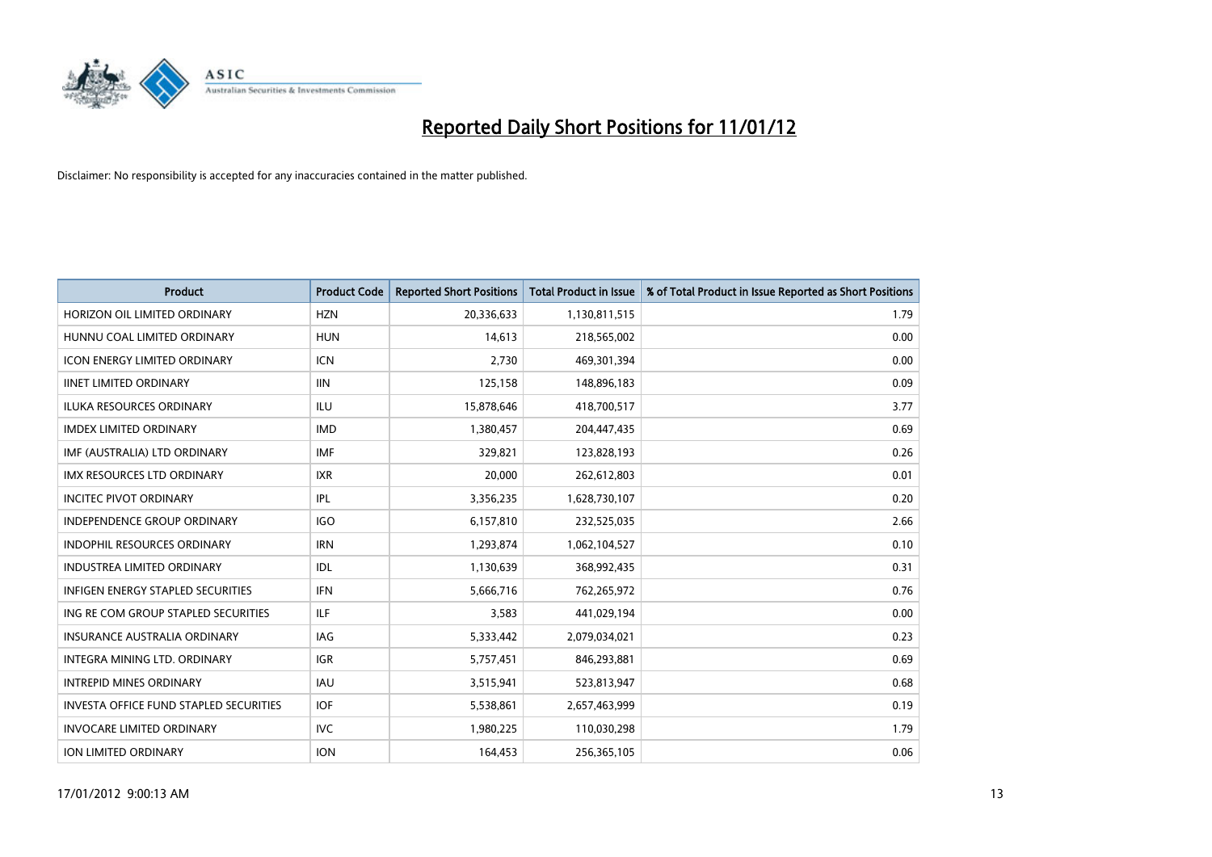# Reported Daily Short Positions for 11/01/12

Disclaimer: No responsibility is accepted for any inaccuracies contained in the matter published.

| Product | Product Code | Reported Short Positions | Total Product in Issue | % of Total Product in Issue Reported as Short Positions |
|---|---|---|---|---|
| HORIZON OIL LIMITED ORDINARY | HZN | 20,336,633 | 1,130,811,515 | 1.79 |
| HUNNU COAL LIMITED ORDINARY | HUN | 14,613 | 218,565,002 | 0.00 |
| ICON ENERGY LIMITED ORDINARY | ICN | 2,730 | 469,301,394 | 0.00 |
| IINET LIMITED ORDINARY | IIN | 125,158 | 148,896,183 | 0.09 |
| ILUKA RESOURCES ORDINARY | ILU | 15,878,646 | 418,700,517 | 3.77 |
| IMDEX LIMITED ORDINARY | IMD | 1,380,457 | 204,447,435 | 0.69 |
| IMF (AUSTRALIA) LTD ORDINARY | IMF | 329,821 | 123,828,193 | 0.26 |
| IMX RESOURCES LTD ORDINARY | IXR | 20,000 | 262,612,803 | 0.01 |
| INCITEC PIVOT ORDINARY | IPL | 3,356,235 | 1,628,730,107 | 0.20 |
| INDEPENDENCE GROUP ORDINARY | IGO | 6,157,810 | 232,525,035 | 2.66 |
| INDOPHIL RESOURCES ORDINARY | IRN | 1,293,874 | 1,062,104,527 | 0.10 |
| INDUSTREA LIMITED ORDINARY | IDL | 1,130,639 | 368,992,435 | 0.31 |
| INFIGEN ENERGY STAPLED SECURITIES | IFN | 5,666,716 | 762,265,972 | 0.76 |
| ING RE COM GROUP STAPLED SECURITIES | ILF | 3,583 | 441,029,194 | 0.00 |
| INSURANCE AUSTRALIA ORDINARY | IAG | 5,333,442 | 2,079,034,021 | 0.23 |
| INTEGRA MINING LTD. ORDINARY | IGR | 5,757,451 | 846,293,881 | 0.69 |
| INTREPID MINES ORDINARY | IAU | 3,515,941 | 523,813,947 | 0.68 |
| INVESTA OFFICE FUND STAPLED SECURITIES | IOF | 5,538,861 | 2,657,463,999 | 0.19 |
| INVOCARE LIMITED ORDINARY | IVC | 1,980,225 | 110,030,298 | 1.79 |
| ION LIMITED ORDINARY | ION | 164,453 | 256,365,105 | 0.06 |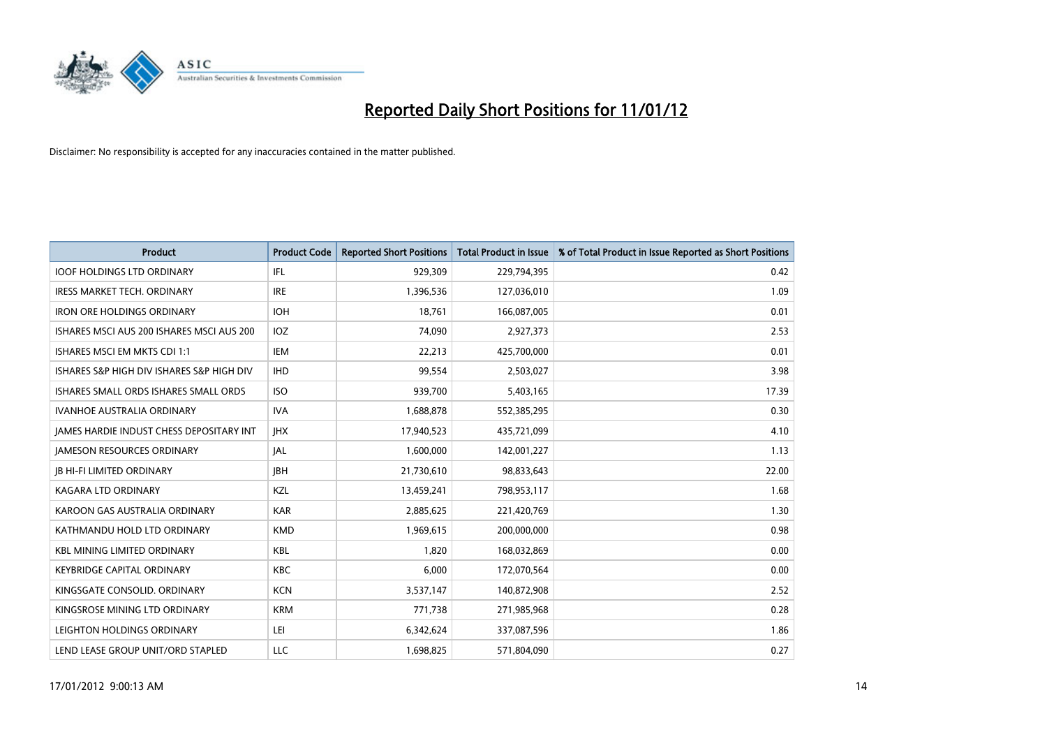# Reported Daily Short Positions for 11/01/12

Disclaimer: No responsibility is accepted for any inaccuracies contained in the matter published.

| Product | Product Code | Reported Short Positions | Total Product in Issue | % of Total Product in Issue Reported as Short Positions |
|---|---|---|---|---|
| IOOF HOLDINGS LTD ORDINARY | IFL | 929,309 | 229,794,395 | 0.42 |
| IRESS MARKET TECH. ORDINARY | IRE | 1,396,536 | 127,036,010 | 1.09 |
| IRON ORE HOLDINGS ORDINARY | IOH | 18,761 | 166,087,005 | 0.01 |
| ISHARES MSCI AUS 200 ISHARES MSCI AUS 200 | IOZ | 74,090 | 2,927,373 | 2.53 |
| ISHARES MSCI EM MKTS CDI 1:1 | IEM | 22,213 | 425,700,000 | 0.01 |
| ISHARES S&P HIGH DIV ISHARES S&P HIGH DIV | IHD | 99,554 | 2,503,027 | 3.98 |
| ISHARES SMALL ORDS ISHARES SMALL ORDS | ISO | 939,700 | 5,403,165 | 17.39 |
| IVANHOE AUSTRALIA ORDINARY | IVA | 1,688,878 | 552,385,295 | 0.30 |
| JAMES HARDIE INDUST CHESS DEPOSITARY INT | JHX | 17,940,523 | 435,721,099 | 4.10 |
| JAMESON RESOURCES ORDINARY | JAL | 1,600,000 | 142,001,227 | 1.13 |
| JB HI-FI LIMITED ORDINARY | JBH | 21,730,610 | 98,833,643 | 22.00 |
| KAGARA LTD ORDINARY | KZL | 13,459,241 | 798,953,117 | 1.68 |
| KAROON GAS AUSTRALIA ORDINARY | KAR | 2,885,625 | 221,420,769 | 1.30 |
| KATHMANDU HOLD LTD ORDINARY | KMD | 1,969,615 | 200,000,000 | 0.98 |
| KBL MINING LIMITED ORDINARY | KBL | 1,820 | 168,032,869 | 0.00 |
| KEYBRIDGE CAPITAL ORDINARY | KBC | 6,000 | 172,070,564 | 0.00 |
| KINGSGATE CONSOLID. ORDINARY | KCN | 3,537,147 | 140,872,908 | 2.52 |
| KINGSROSE MINING LTD ORDINARY | KRM | 771,738 | 271,985,968 | 0.28 |
| LEIGHTON HOLDINGS ORDINARY | LEI | 6,342,624 | 337,087,596 | 1.86 |
| LEND LEASE GROUP UNIT/ORD STAPLED | LLC | 1,698,825 | 571,804,090 | 0.27 |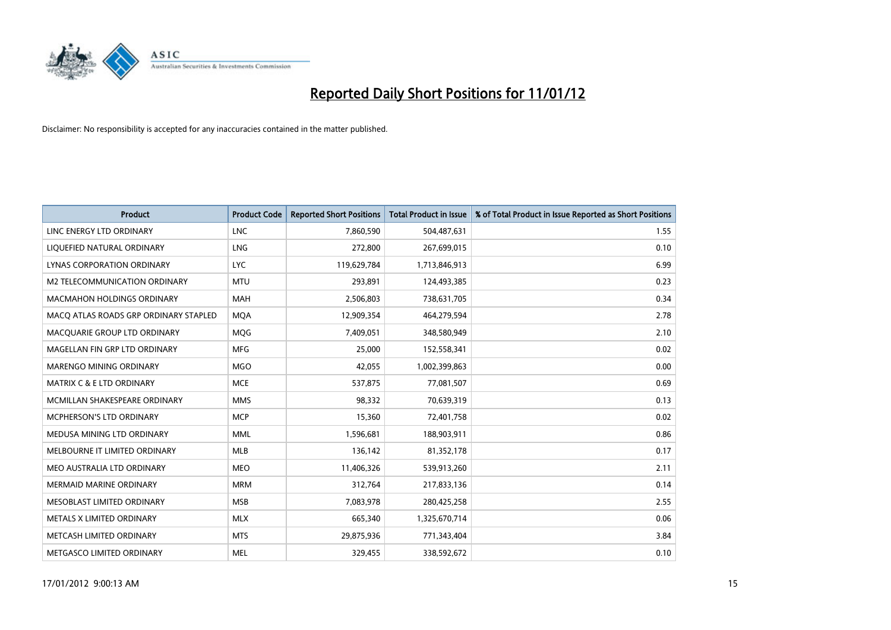# Reported Daily Short Positions for 11/01/12

Disclaimer: No responsibility is accepted for any inaccuracies contained in the matter published.

| Product | Product Code | Reported Short Positions | Total Product in Issue | % of Total Product in Issue Reported as Short Positions |
|---|---|---|---|---|
| LINC ENERGY LTD ORDINARY | LNC | 7,860,590 | 504,487,631 | 1.55 |
| LIQUEFIED NATURAL ORDINARY | LNG | 272,800 | 267,699,015 | 0.10 |
| LYNAS CORPORATION ORDINARY | LYC | 119,629,784 | 1,713,846,913 | 6.99 |
| M2 TELECOMMUNICATION ORDINARY | MTU | 293,891 | 124,493,385 | 0.23 |
| MACMAHON HOLDINGS ORDINARY | MAH | 2,506,803 | 738,631,705 | 0.34 |
| MACQ ATLAS ROADS GRP ORDINARY STAPLED | MQA | 12,909,354 | 464,279,594 | 2.78 |
| MACQUARIE GROUP LTD ORDINARY | MQG | 7,409,051 | 348,580,949 | 2.10 |
| MAGELLAN FIN GRP LTD ORDINARY | MFG | 25,000 | 152,558,341 | 0.02 |
| MARENGO MINING ORDINARY | MGO | 42,055 | 1,002,399,863 | 0.00 |
| MATRIX C & E LTD ORDINARY | MCE | 537,875 | 77,081,507 | 0.69 |
| MCMILLAN SHAKESPEARE ORDINARY | MMS | 98,332 | 70,639,319 | 0.13 |
| MCPHERSON'S LTD ORDINARY | MCP | 15,360 | 72,401,758 | 0.02 |
| MEDUSA MINING LTD ORDINARY | MML | 1,596,681 | 188,903,911 | 0.86 |
| MELBOURNE IT LIMITED ORDINARY | MLB | 136,142 | 81,352,178 | 0.17 |
| MEO AUSTRALIA LTD ORDINARY | MEO | 11,406,326 | 539,913,260 | 2.11 |
| MERMAID MARINE ORDINARY | MRM | 312,764 | 217,833,136 | 0.14 |
| MESOBLAST LIMITED ORDINARY | MSB | 7,083,978 | 280,425,258 | 2.55 |
| METALS X LIMITED ORDINARY | MLX | 665,340 | 1,325,670,714 | 0.06 |
| METCASH LIMITED ORDINARY | MTS | 29,875,936 | 771,343,404 | 3.84 |
| METGASCO LIMITED ORDINARY | MEL | 329,455 | 338,592,672 | 0.10 |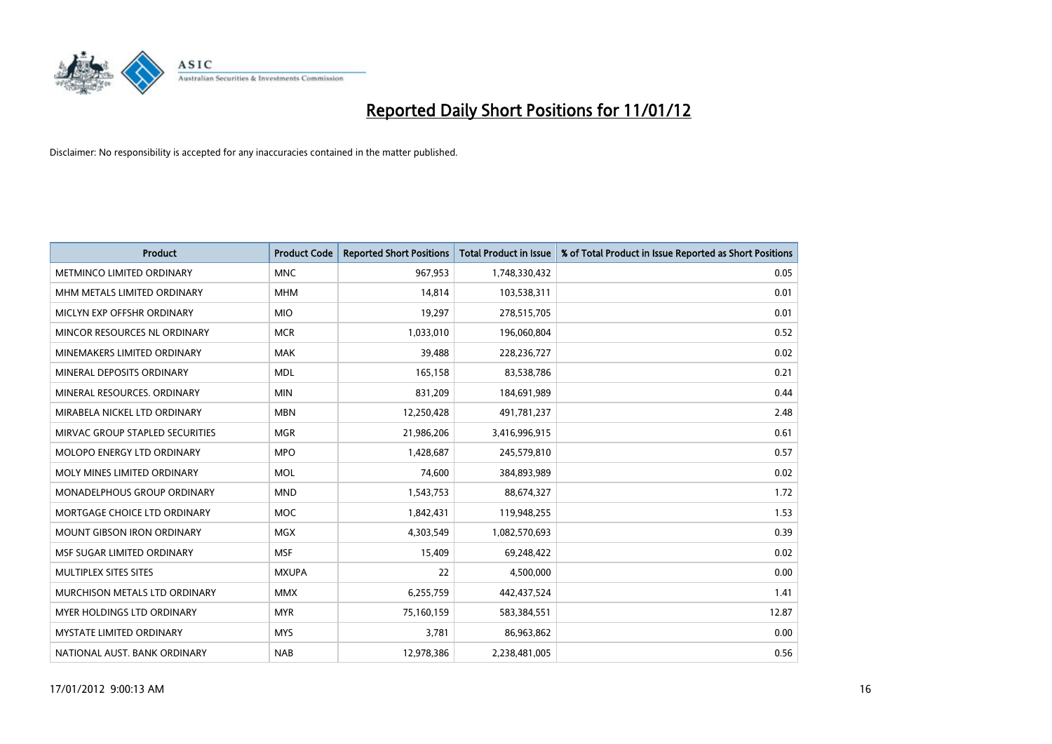# Reported Daily Short Positions for 11/01/12

Disclaimer: No responsibility is accepted for any inaccuracies contained in the matter published.

| Product | Product Code | Reported Short Positions | Total Product in Issue | % of Total Product in Issue Reported as Short Positions |
|---|---|---|---|---|
| METMINCO LIMITED ORDINARY | MNC | 967,953 | 1,748,330,432 | 0.05 |
| MHM METALS LIMITED ORDINARY | MHM | 14,814 | 103,538,311 | 0.01 |
| MICLYN EXP OFFSHR ORDINARY | MIO | 19,297 | 278,515,705 | 0.01 |
| MINCOR RESOURCES NL ORDINARY | MCR | 1,033,010 | 196,060,804 | 0.52 |
| MINEMAKERS LIMITED ORDINARY | MAK | 39,488 | 228,236,727 | 0.02 |
| MINERAL DEPOSITS ORDINARY | MDL | 165,158 | 83,538,786 | 0.21 |
| MINERAL RESOURCES. ORDINARY | MIN | 831,209 | 184,691,989 | 0.44 |
| MIRABELA NICKEL LTD ORDINARY | MBN | 12,250,428 | 491,781,237 | 2.48 |
| MIRVAC GROUP STAPLED SECURITIES | MGR | 21,986,206 | 3,416,996,915 | 0.61 |
| MOLOPO ENERGY LTD ORDINARY | MPO | 1,428,687 | 245,579,810 | 0.57 |
| MOLY MINES LIMITED ORDINARY | MOL | 74,600 | 384,893,989 | 0.02 |
| MONADELPHOUS GROUP ORDINARY | MND | 1,543,753 | 88,674,327 | 1.72 |
| MORTGAGE CHOICE LTD ORDINARY | MOC | 1,842,431 | 119,948,255 | 1.53 |
| MOUNT GIBSON IRON ORDINARY | MGX | 4,303,549 | 1,082,570,693 | 0.39 |
| MSF SUGAR LIMITED ORDINARY | MSF | 15,409 | 69,248,422 | 0.02 |
| MULTIPLEX SITES SITES | MXUPA | 22 | 4,500,000 | 0.00 |
| MURCHISON METALS LTD ORDINARY | MMX | 6,255,759 | 442,437,524 | 1.41 |
| MYER HOLDINGS LTD ORDINARY | MYR | 75,160,159 | 583,384,551 | 12.87 |
| MYSTATE LIMITED ORDINARY | MYS | 3,781 | 86,963,862 | 0.00 |
| NATIONAL AUST. BANK ORDINARY | NAB | 12,978,386 | 2,238,481,005 | 0.56 |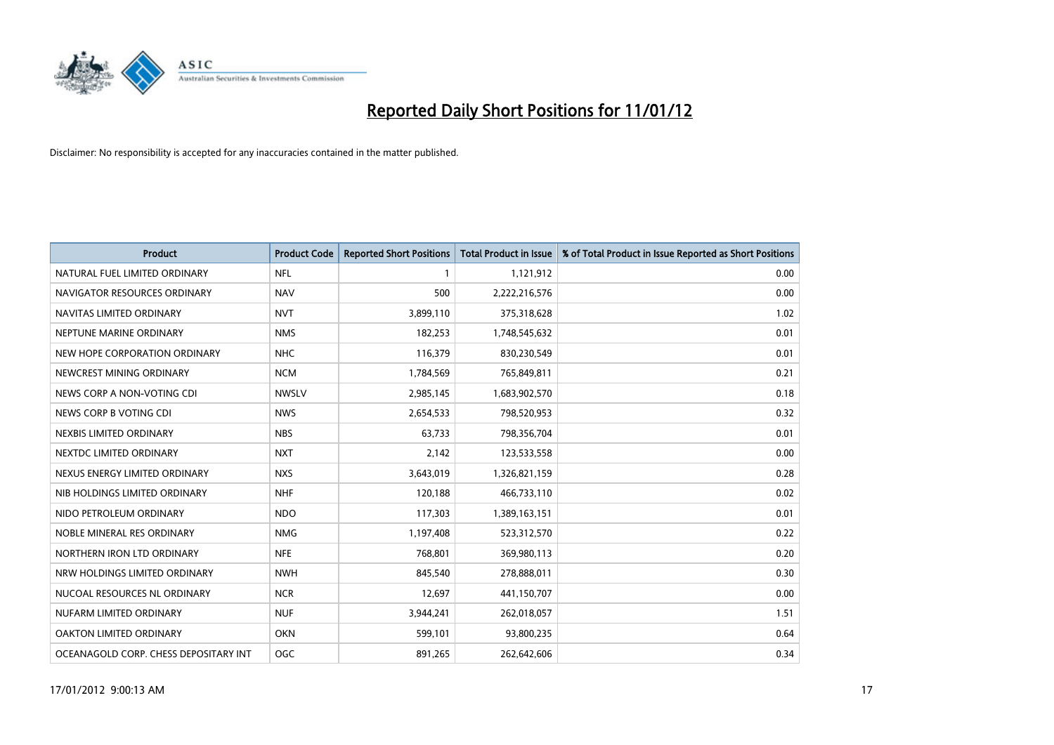# Reported Daily Short Positions for 11/01/12

Disclaimer: No responsibility is accepted for any inaccuracies contained in the matter published.

| Product | Product Code | Reported Short Positions | Total Product in Issue | % of Total Product in Issue Reported as Short Positions |
|---|---|---|---|---|
| NATURAL FUEL LIMITED ORDINARY | NFL | 1 | 1,121,912 | 0.00 |
| NAVIGATOR RESOURCES ORDINARY | NAV | 500 | 2,222,216,576 | 0.00 |
| NAVITAS LIMITED ORDINARY | NVT | 3,899,110 | 375,318,628 | 1.02 |
| NEPTUNE MARINE ORDINARY | NMS | 182,253 | 1,748,545,632 | 0.01 |
| NEW HOPE CORPORATION ORDINARY | NHC | 116,379 | 830,230,549 | 0.01 |
| NEWCREST MINING ORDINARY | NCM | 1,784,569 | 765,849,811 | 0.21 |
| NEWS CORP A NON-VOTING CDI | NWSLV | 2,985,145 | 1,683,902,570 | 0.18 |
| NEWS CORP B VOTING CDI | NWS | 2,654,533 | 798,520,953 | 0.32 |
| NEXBIS LIMITED ORDINARY | NBS | 63,733 | 798,356,704 | 0.01 |
| NEXTDC LIMITED ORDINARY | NXT | 2,142 | 123,533,558 | 0.00 |
| NEXUS ENERGY LIMITED ORDINARY | NXS | 3,643,019 | 1,326,821,159 | 0.28 |
| NIB HOLDINGS LIMITED ORDINARY | NHF | 120,188 | 466,733,110 | 0.02 |
| NIDO PETROLEUM ORDINARY | NDO | 117,303 | 1,389,163,151 | 0.01 |
| NOBLE MINERAL RES ORDINARY | NMG | 1,197,408 | 523,312,570 | 0.22 |
| NORTHERN IRON LTD ORDINARY | NFE | 768,801 | 369,980,113 | 0.20 |
| NRW HOLDINGS LIMITED ORDINARY | NWH | 845,540 | 278,888,011 | 0.30 |
| NUCOAL RESOURCES NL ORDINARY | NCR | 12,697 | 441,150,707 | 0.00 |
| NUFARM LIMITED ORDINARY | NUF | 3,944,241 | 262,018,057 | 1.51 |
| OAKTON LIMITED ORDINARY | OKN | 599,101 | 93,800,235 | 0.64 |
| OCEANAGOLD CORP. CHESS DEPOSITARY INT | OGC | 891,265 | 262,642,606 | 0.34 |

17/01/2012 9:00:13 AM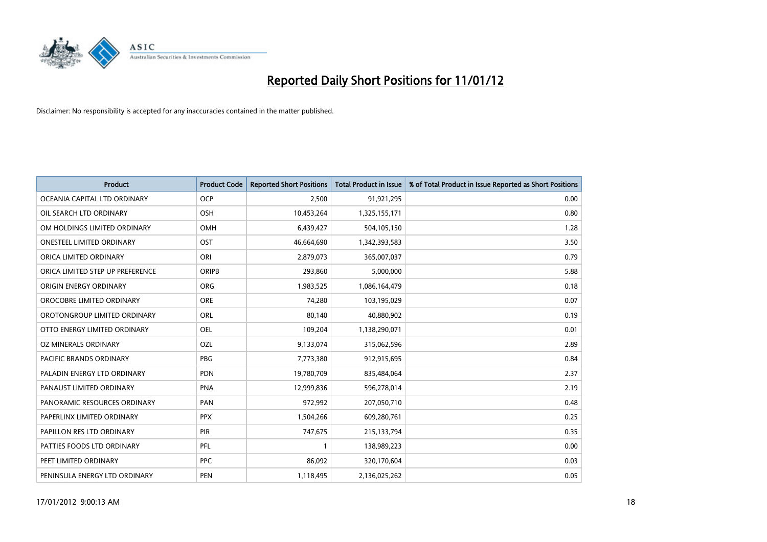# Reported Daily Short Positions for 11/01/12

Disclaimer: No responsibility is accepted for any inaccuracies contained in the matter published.

| Product | Product Code | Reported Short Positions | Total Product in Issue | % of Total Product in Issue Reported as Short Positions |
|---|---|---|---|---|
| OCEANIA CAPITAL LTD ORDINARY | OCP | 2,500 | 91,921,295 | 0.00 |
| OIL SEARCH LTD ORDINARY | OSH | 10,453,264 | 1,325,155,171 | 0.80 |
| OM HOLDINGS LIMITED ORDINARY | OMH | 6,439,427 | 504,105,150 | 1.28 |
| ONESTEEL LIMITED ORDINARY | OST | 46,664,690 | 1,342,393,583 | 3.50 |
| ORICA LIMITED ORDINARY | ORI | 2,879,073 | 365,007,037 | 0.79 |
| ORICA LIMITED STEP UP PREFERENCE | ORIPB | 293,860 | 5,000,000 | 5.88 |
| ORIGIN ENERGY ORDINARY | ORG | 1,983,525 | 1,086,164,479 | 0.18 |
| OROCOBRE LIMITED ORDINARY | ORE | 74,280 | 103,195,029 | 0.07 |
| OROTONGROUP LIMITED ORDINARY | ORL | 80,140 | 40,880,902 | 0.19 |
| OTTO ENERGY LIMITED ORDINARY | OEL | 109,204 | 1,138,290,071 | 0.01 |
| OZ MINERALS ORDINARY | OZL | 9,133,074 | 315,062,596 | 2.89 |
| PACIFIC BRANDS ORDINARY | PBG | 7,773,380 | 912,915,695 | 0.84 |
| PALADIN ENERGY LTD ORDINARY | PDN | 19,780,709 | 835,484,064 | 2.37 |
| PANAUST LIMITED ORDINARY | PNA | 12,999,836 | 596,278,014 | 2.19 |
| PANORAMIC RESOURCES ORDINARY | PAN | 972,992 | 207,050,710 | 0.48 |
| PAPERLINX LIMITED ORDINARY | PPX | 1,504,266 | 609,280,761 | 0.25 |
| PAPILLON RES LTD ORDINARY | PIR | 747,675 | 215,133,794 | 0.35 |
| PATTIES FOODS LTD ORDINARY | PFL | 1 | 138,989,223 | 0.00 |
| PEET LIMITED ORDINARY | PPC | 86,092 | 320,170,604 | 0.03 |
| PENINSULA ENERGY LTD ORDINARY | PEN | 1,118,495 | 2,136,025,262 | 0.05 |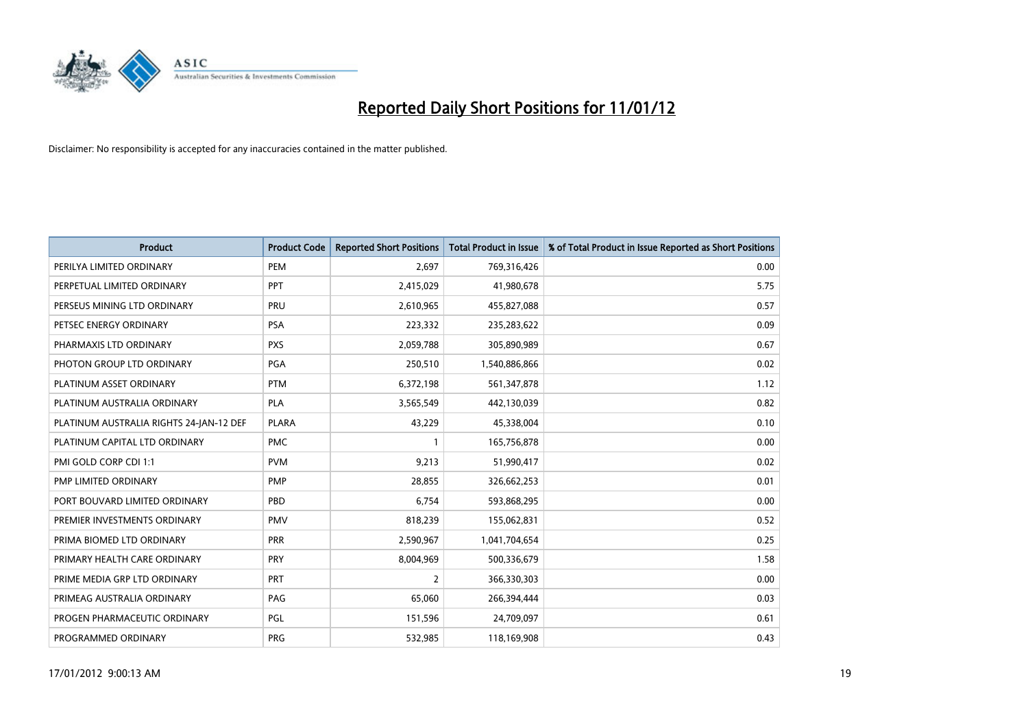# Reported Daily Short Positions for 11/01/12

Disclaimer: No responsibility is accepted for any inaccuracies contained in the matter published.

| Product | Product Code | Reported Short Positions | Total Product in Issue | % of Total Product in Issue Reported as Short Positions |
|---|---|---|---|---|
| PERILYA LIMITED ORDINARY | PEM | 2,697 | 769,316,426 | 0.00 |
| PERPETUAL LIMITED ORDINARY | PPT | 2,415,029 | 41,980,678 | 5.75 |
| PERSEUS MINING LTD ORDINARY | PRU | 2,610,965 | 455,827,088 | 0.57 |
| PETSEC ENERGY ORDINARY | PSA | 223,332 | 235,283,622 | 0.09 |
| PHARMAXIS LTD ORDINARY | PXS | 2,059,788 | 305,890,989 | 0.67 |
| PHOTON GROUP LTD ORDINARY | PGA | 250,510 | 1,540,886,866 | 0.02 |
| PLATINUM ASSET ORDINARY | PTM | 6,372,198 | 561,347,878 | 1.12 |
| PLATINUM AUSTRALIA ORDINARY | PLA | 3,565,549 | 442,130,039 | 0.82 |
| PLATINUM AUSTRALIA RIGHTS 24-JAN-12 DEF | PLARA | 43,229 | 45,338,004 | 0.10 |
| PLATINUM CAPITAL LTD ORDINARY | PMC | 1 | 165,756,878 | 0.00 |
| PMI GOLD CORP CDI 1:1 | PVM | 9,213 | 51,990,417 | 0.02 |
| PMP LIMITED ORDINARY | PMP | 28,855 | 326,662,253 | 0.01 |
| PORT BOUVARD LIMITED ORDINARY | PBD | 6,754 | 593,868,295 | 0.00 |
| PREMIER INVESTMENTS ORDINARY | PMV | 818,239 | 155,062,831 | 0.52 |
| PRIMA BIOMED LTD ORDINARY | PRR | 2,590,967 | 1,041,704,654 | 0.25 |
| PRIMARY HEALTH CARE ORDINARY | PRY | 8,004,969 | 500,336,679 | 1.58 |
| PRIME MEDIA GRP LTD ORDINARY | PRT | 2 | 366,330,303 | 0.00 |
| PRIMEAG AUSTRALIA ORDINARY | PAG | 65,060 | 266,394,444 | 0.03 |
| PROGEN PHARMACEUTIC ORDINARY | PGL | 151,596 | 24,709,097 | 0.61 |
| PROGRAMMED ORDINARY | PRG | 532,985 | 118,169,908 | 0.43 |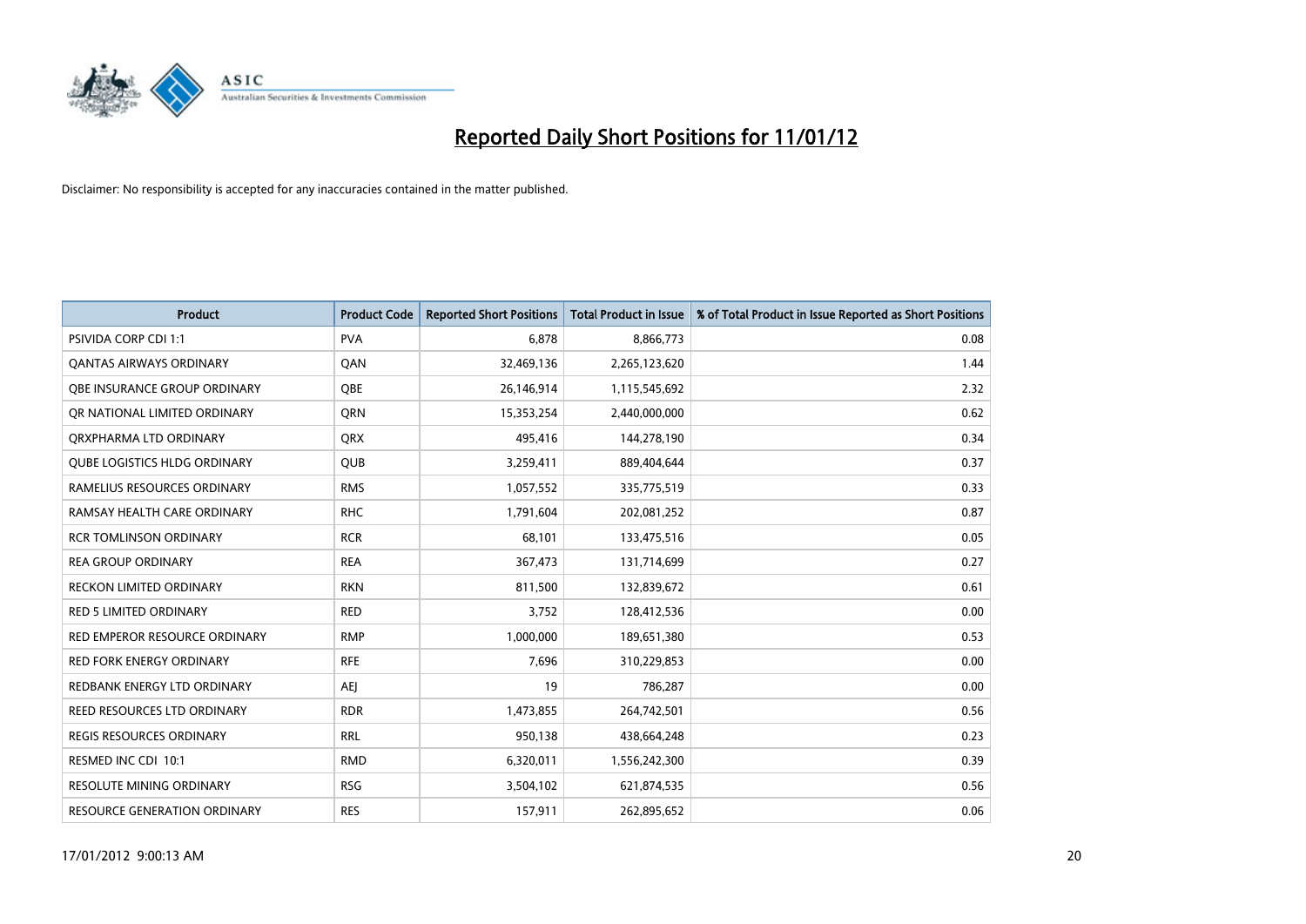# Reported Daily Short Positions for 11/01/12

Disclaimer: No responsibility is accepted for any inaccuracies contained in the matter published.

| Product | Product Code | Reported Short Positions | Total Product in Issue | % of Total Product in Issue Reported as Short Positions |
|---|---|---|---|---|
| PSIVIDA CORP CDI 1:1 | PVA | 6,878 | 8,866,773 | 0.08 |
| QANTAS AIRWAYS ORDINARY | QAN | 32,469,136 | 2,265,123,620 | 1.44 |
| QBE INSURANCE GROUP ORDINARY | QBE | 26,146,914 | 1,115,545,692 | 2.32 |
| QR NATIONAL LIMITED ORDINARY | QRN | 15,353,254 | 2,440,000,000 | 0.62 |
| QRXPHARMA LTD ORDINARY | QRX | 495,416 | 144,278,190 | 0.34 |
| QUBE LOGISTICS HLDG ORDINARY | QUB | 3,259,411 | 889,404,644 | 0.37 |
| RAMELIUS RESOURCES ORDINARY | RMS | 1,057,552 | 335,775,519 | 0.33 |
| RAMSAY HEALTH CARE ORDINARY | RHC | 1,791,604 | 202,081,252 | 0.87 |
| RCR TOMLINSON ORDINARY | RCR | 68,101 | 133,475,516 | 0.05 |
| REA GROUP ORDINARY | REA | 367,473 | 131,714,699 | 0.27 |
| RECKON LIMITED ORDINARY | RKN | 811,500 | 132,839,672 | 0.61 |
| RED 5 LIMITED ORDINARY | RED | 3,752 | 128,412,536 | 0.00 |
| RED EMPEROR RESOURCE ORDINARY | RMP | 1,000,000 | 189,651,380 | 0.53 |
| RED FORK ENERGY ORDINARY | RFE | 7,696 | 310,229,853 | 0.00 |
| REDBANK ENERGY LTD ORDINARY | AEJ | 19 | 786,287 | 0.00 |
| REED RESOURCES LTD ORDINARY | RDR | 1,473,855 | 264,742,501 | 0.56 |
| REGIS RESOURCES ORDINARY | RRL | 950,138 | 438,664,248 | 0.23 |
| RESMED INC CDI 10:1 | RMD | 6,320,011 | 1,556,242,300 | 0.39 |
| RESOLUTE MINING ORDINARY | RSG | 3,504,102 | 621,874,535 | 0.56 |
| RESOURCE GENERATION ORDINARY | RES | 157,911 | 262,895,652 | 0.06 |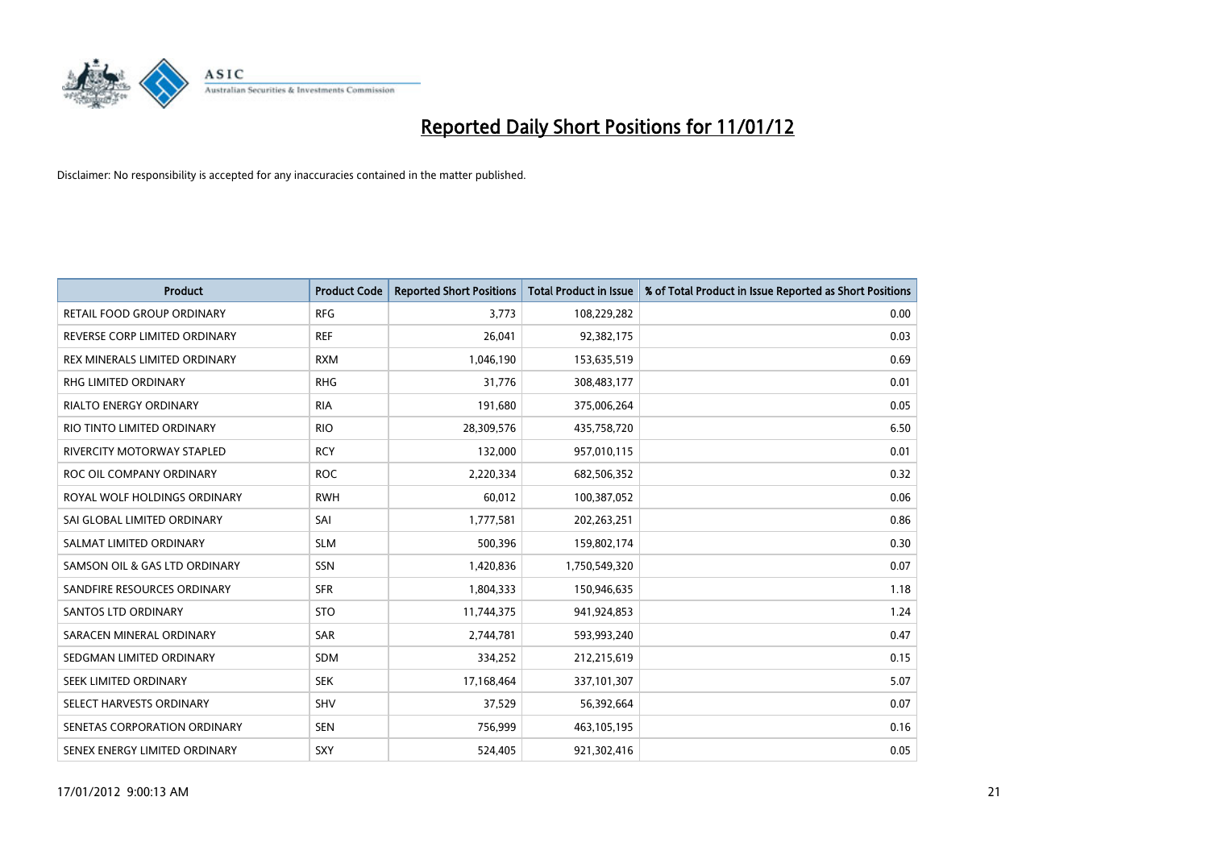# Reported Daily Short Positions for 11/01/12

Disclaimer: No responsibility is accepted for any inaccuracies contained in the matter published.

| Product | Product Code | Reported Short Positions | Total Product in Issue | % of Total Product in Issue Reported as Short Positions |
|---|---|---|---|---|
| RETAIL FOOD GROUP ORDINARY | RFG | 3,773 | 108,229,282 | 0.00 |
| REVERSE CORP LIMITED ORDINARY | REF | 26,041 | 92,382,175 | 0.03 |
| REX MINERALS LIMITED ORDINARY | RXM | 1,046,190 | 153,635,519 | 0.69 |
| RHG LIMITED ORDINARY | RHG | 31,776 | 308,483,177 | 0.01 |
| RIALTO ENERGY ORDINARY | RIA | 191,680 | 375,006,264 | 0.05 |
| RIO TINTO LIMITED ORDINARY | RIO | 28,309,576 | 435,758,720 | 6.50 |
| RIVERCITY MOTORWAY STAPLED | RCY | 132,000 | 957,010,115 | 0.01 |
| ROC OIL COMPANY ORDINARY | ROC | 2,220,334 | 682,506,352 | 0.32 |
| ROYAL WOLF HOLDINGS ORDINARY | RWH | 60,012 | 100,387,052 | 0.06 |
| SAI GLOBAL LIMITED ORDINARY | SAI | 1,777,581 | 202,263,251 | 0.86 |
| SALMAT LIMITED ORDINARY | SLM | 500,396 | 159,802,174 | 0.30 |
| SAMSON OIL & GAS LTD ORDINARY | SSN | 1,420,836 | 1,750,549,320 | 0.07 |
| SANDFIRE RESOURCES ORDINARY | SFR | 1,804,333 | 150,946,635 | 1.18 |
| SANTOS LTD ORDINARY | STO | 11,744,375 | 941,924,853 | 1.24 |
| SARACEN MINERAL ORDINARY | SAR | 2,744,781 | 593,993,240 | 0.47 |
| SEDGMAN LIMITED ORDINARY | SDM | 334,252 | 212,215,619 | 0.15 |
| SEEK LIMITED ORDINARY | SEK | 17,168,464 | 337,101,307 | 5.07 |
| SELECT HARVESTS ORDINARY | SHV | 37,529 | 56,392,664 | 0.07 |
| SENETAS CORPORATION ORDINARY | SEN | 756,999 | 463,105,195 | 0.16 |
| SENEX ENERGY LIMITED ORDINARY | SXY | 524,405 | 921,302,416 | 0.05 |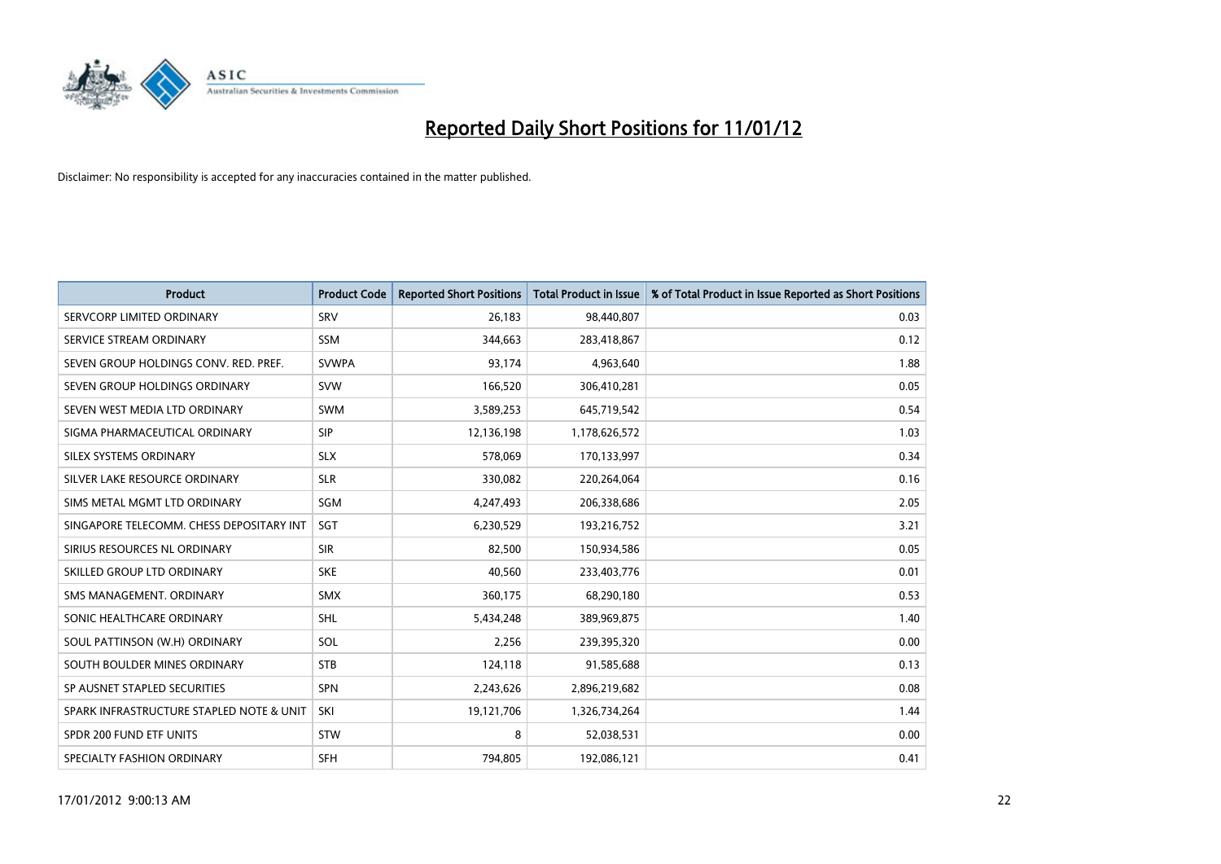# Reported Daily Short Positions for 11/01/12

Disclaimer: No responsibility is accepted for any inaccuracies contained in the matter published.

| Product | Product Code | Reported Short Positions | Total Product in Issue | % of Total Product in Issue Reported as Short Positions |
|---|---|---|---|---|
| SERVCORP LIMITED ORDINARY | SRV | 26,183 | 98,440,807 | 0.03 |
| SERVICE STREAM ORDINARY | SSM | 344,663 | 283,418,867 | 0.12 |
| SEVEN GROUP HOLDINGS CONV. RED. PREF. | SVWPA | 93,174 | 4,963,640 | 1.88 |
| SEVEN GROUP HOLDINGS ORDINARY | SVW | 166,520 | 306,410,281 | 0.05 |
| SEVEN WEST MEDIA LTD ORDINARY | SWM | 3,589,253 | 645,719,542 | 0.54 |
| SIGMA PHARMACEUTICAL ORDINARY | SIP | 12,136,198 | 1,178,626,572 | 1.03 |
| SILEX SYSTEMS ORDINARY | SLX | 578,069 | 170,133,997 | 0.34 |
| SILVER LAKE RESOURCE ORDINARY | SLR | 330,082 | 220,264,064 | 0.16 |
| SIMS METAL MGMT LTD ORDINARY | SGM | 4,247,493 | 206,338,686 | 2.05 |
| SINGAPORE TELECOMM. CHESS DEPOSITARY INT | SGT | 6,230,529 | 193,216,752 | 3.21 |
| SIRIUS RESOURCES NL ORDINARY | SIR | 82,500 | 150,934,586 | 0.05 |
| SKILLED GROUP LTD ORDINARY | SKE | 40,560 | 233,403,776 | 0.01 |
| SMS MANAGEMENT. ORDINARY | SMX | 360,175 | 68,290,180 | 0.53 |
| SONIC HEALTHCARE ORDINARY | SHL | 5,434,248 | 389,969,875 | 1.40 |
| SOUL PATTINSON (W.H) ORDINARY | SOL | 2,256 | 239,395,320 | 0.00 |
| SOUTH BOULDER MINES ORDINARY | STB | 124,118 | 91,585,688 | 0.13 |
| SP AUSNET STAPLED SECURITIES | SPN | 2,243,626 | 2,896,219,682 | 0.08 |
| SPARK INFRASTRUCTURE STAPLED NOTE & UNIT | SKI | 19,121,706 | 1,326,734,264 | 1.44 |
| SPDR 200 FUND ETF UNITS | STW | 8 | 52,038,531 | 0.00 |
| SPECIALTY FASHION ORDINARY | SFH | 794,805 | 192,086,121 | 0.41 |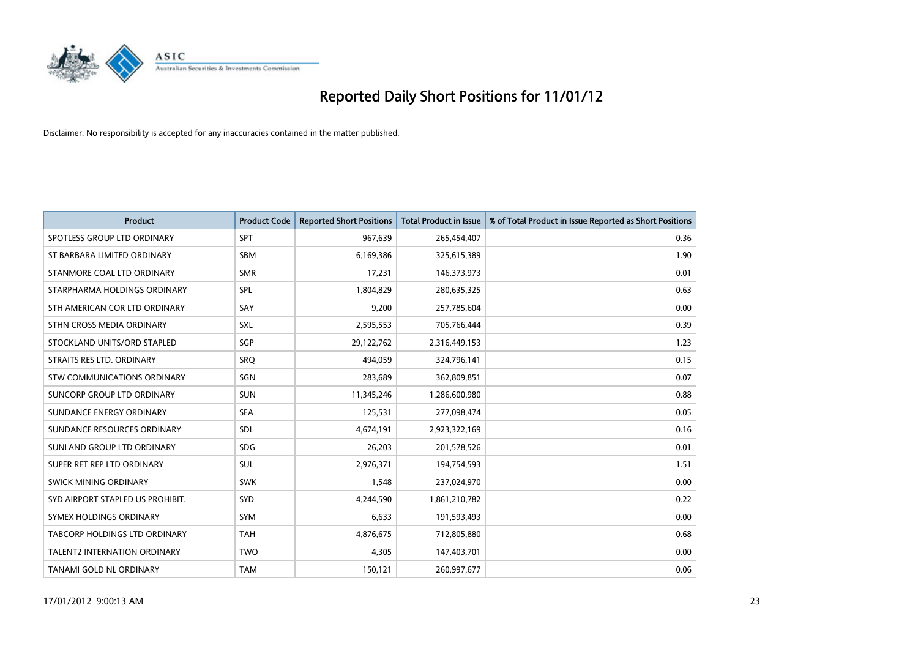# Reported Daily Short Positions for 11/01/12

Disclaimer: No responsibility is accepted for any inaccuracies contained in the matter published.

| Product | Product Code | Reported Short Positions | Total Product in Issue | % of Total Product in Issue Reported as Short Positions |
|---|---|---|---|---|
| SPOTLESS GROUP LTD ORDINARY | SPT | 967,639 | 265,454,407 | 0.36 |
| ST BARBARA LIMITED ORDINARY | SBM | 6,169,386 | 325,615,389 | 1.90 |
| STANMORE COAL LTD ORDINARY | SMR | 17,231 | 146,373,973 | 0.01 |
| STARPHARMA HOLDINGS ORDINARY | SPL | 1,804,829 | 280,635,325 | 0.63 |
| STH AMERICAN COR LTD ORDINARY | SAY | 9,200 | 257,785,604 | 0.00 |
| STHN CROSS MEDIA ORDINARY | SXL | 2,595,553 | 705,766,444 | 0.39 |
| STOCKLAND UNITS/ORD STAPLED | SGP | 29,122,762 | 2,316,449,153 | 1.23 |
| STRAITS RES LTD. ORDINARY | SRQ | 494,059 | 324,796,141 | 0.15 |
| STW COMMUNICATIONS ORDINARY | SGN | 283,689 | 362,809,851 | 0.07 |
| SUNCORP GROUP LTD ORDINARY | SUN | 11,345,246 | 1,286,600,980 | 0.88 |
| SUNDANCE ENERGY ORDINARY | SEA | 125,531 | 277,098,474 | 0.05 |
| SUNDANCE RESOURCES ORDINARY | SDL | 4,674,191 | 2,923,322,169 | 0.16 |
| SUNLAND GROUP LTD ORDINARY | SDG | 26,203 | 201,578,526 | 0.01 |
| SUPER RET REP LTD ORDINARY | SUL | 2,976,371 | 194,754,593 | 1.51 |
| SWICK MINING ORDINARY | SWK | 1,548 | 237,024,970 | 0.00 |
| SYD AIRPORT STAPLED US PROHIBIT. | SYD | 4,244,590 | 1,861,210,782 | 0.22 |
| SYMEX HOLDINGS ORDINARY | SYM | 6,633 | 191,593,493 | 0.00 |
| TABCORP HOLDINGS LTD ORDINARY | TAH | 4,876,675 | 712,805,880 | 0.68 |
| TALENT2 INTERNATION ORDINARY | TWO | 4,305 | 147,403,701 | 0.00 |
| TANAMI GOLD NL ORDINARY | TAM | 150,121 | 260,997,677 | 0.06 |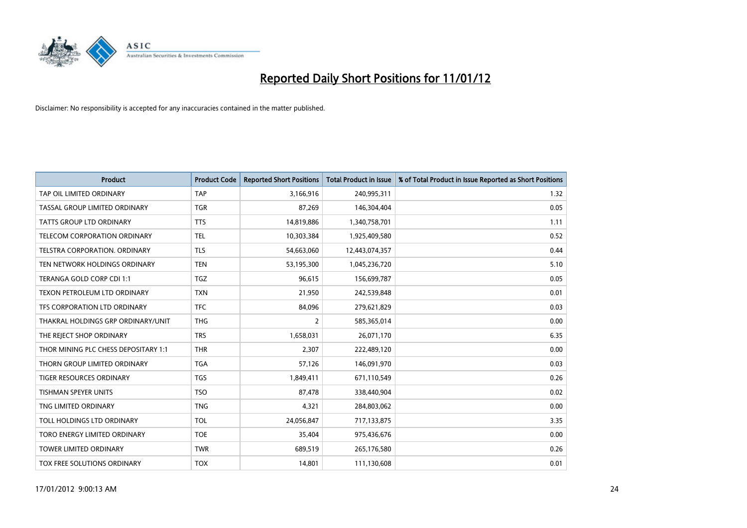# Reported Daily Short Positions for 11/01/12

Disclaimer: No responsibility is accepted for any inaccuracies contained in the matter published.

| Product | Product Code | Reported Short Positions | Total Product in Issue | % of Total Product in Issue Reported as Short Positions |
|---|---|---|---|---|
| TAP OIL LIMITED ORDINARY | TAP | 3,166,916 | 240,995,311 | 1.32 |
| TASSAL GROUP LIMITED ORDINARY | TGR | 87,269 | 146,304,404 | 0.05 |
| TATTS GROUP LTD ORDINARY | TTS | 14,819,886 | 1,340,758,701 | 1.11 |
| TELECOM CORPORATION ORDINARY | TEL | 10,303,384 | 1,925,409,580 | 0.52 |
| TELSTRA CORPORATION. ORDINARY | TLS | 54,663,060 | 12,443,074,357 | 0.44 |
| TEN NETWORK HOLDINGS ORDINARY | TEN | 53,195,300 | 1,045,236,720 | 5.10 |
| TERANGA GOLD CORP CDI 1:1 | TGZ | 96,615 | 156,699,787 | 0.05 |
| TEXON PETROLEUM LTD ORDINARY | TXN | 21,950 | 242,539,848 | 0.01 |
| TFS CORPORATION LTD ORDINARY | TFC | 84,096 | 279,621,829 | 0.03 |
| THAKRAL HOLDINGS GRP ORDINARY/UNIT | THG | 2 | 585,365,014 | 0.00 |
| THE REJECT SHOP ORDINARY | TRS | 1,658,031 | 26,071,170 | 6.35 |
| THOR MINING PLC CHESS DEPOSITARY 1:1 | THR | 2,307 | 222,489,120 | 0.00 |
| THORN GROUP LIMITED ORDINARY | TGA | 57,126 | 146,091,970 | 0.03 |
| TIGER RESOURCES ORDINARY | TGS | 1,849,411 | 671,110,549 | 0.26 |
| TISHMAN SPEYER UNITS | TSO | 87,478 | 338,440,904 | 0.02 |
| TNG LIMITED ORDINARY | TNG | 4,321 | 284,803,062 | 0.00 |
| TOLL HOLDINGS LTD ORDINARY | TOL | 24,056,847 | 717,133,875 | 3.35 |
| TORO ENERGY LIMITED ORDINARY | TOE | 35,404 | 975,436,676 | 0.00 |
| TOWER LIMITED ORDINARY | TWR | 689,519 | 265,176,580 | 0.26 |
| TOX FREE SOLUTIONS ORDINARY | TOX | 14,801 | 111,130,608 | 0.01 |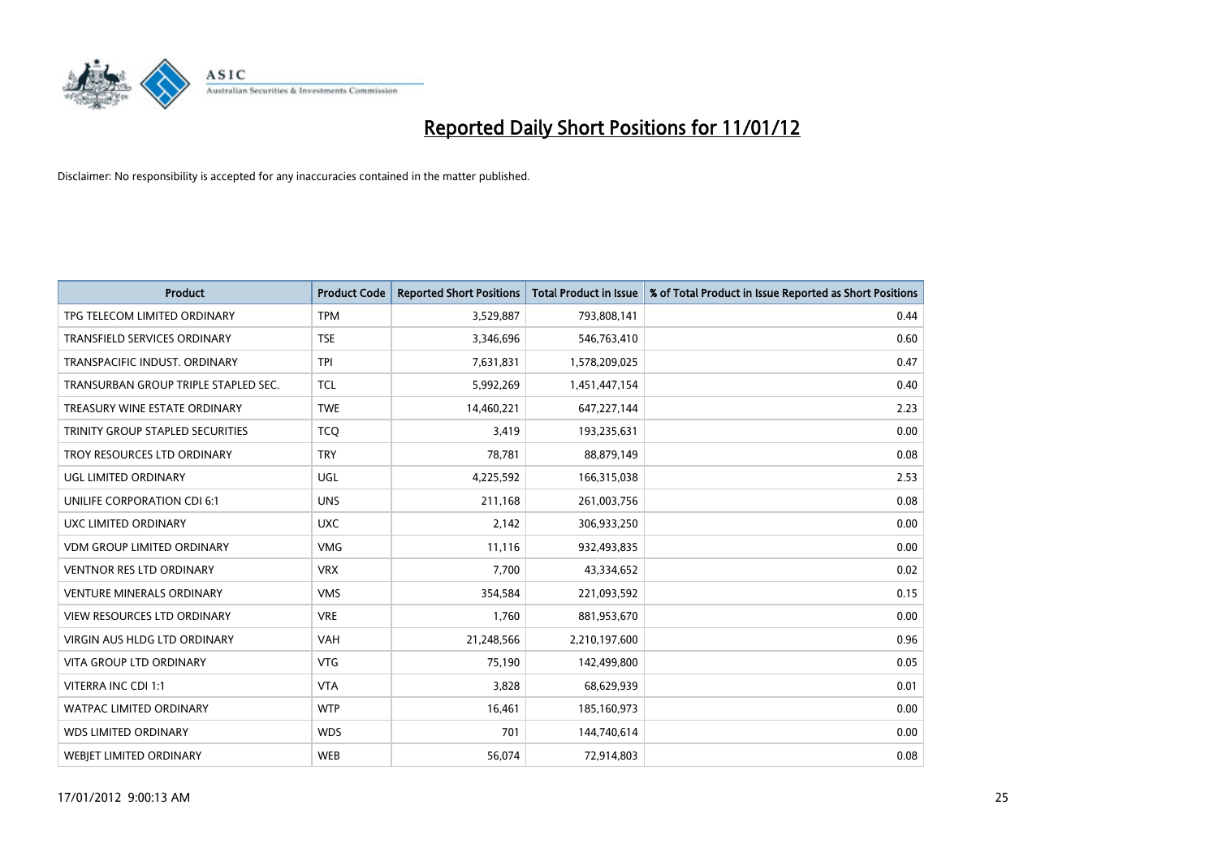# Reported Daily Short Positions for 11/01/12

Disclaimer: No responsibility is accepted for any inaccuracies contained in the matter published.

| Product | Product Code | Reported Short Positions | Total Product in Issue | % of Total Product in Issue Reported as Short Positions |
| --- | --- | --- | --- | --- |
| TPG TELECOM LIMITED ORDINARY | TPM | 3,529,887 | 793,808,141 | 0.44 |
| TRANSFIELD SERVICES ORDINARY | TSE | 3,346,696 | 546,763,410 | 0.60 |
| TRANSPACIFIC INDUST. ORDINARY | TPI | 7,631,831 | 1,578,209,025 | 0.47 |
| TRANSURBAN GROUP TRIPLE STAPLED SEC. | TCL | 5,992,269 | 1,451,447,154 | 0.40 |
| TREASURY WINE ESTATE ORDINARY | TWE | 14,460,221 | 647,227,144 | 2.23 |
| TRINITY GROUP STAPLED SECURITIES | TCQ | 3,419 | 193,235,631 | 0.00 |
| TROY RESOURCES LTD ORDINARY | TRY | 78,781 | 88,879,149 | 0.08 |
| UGL LIMITED ORDINARY | UGL | 4,225,592 | 166,315,038 | 2.53 |
| UNILIFE CORPORATION CDI 6:1 | UNS | 211,168 | 261,003,756 | 0.08 |
| UXC LIMITED ORDINARY | UXC | 2,142 | 306,933,250 | 0.00 |
| VDM GROUP LIMITED ORDINARY | VMG | 11,116 | 932,493,835 | 0.00 |
| VENTNOR RES LTD ORDINARY | VRX | 7,700 | 43,334,652 | 0.02 |
| VENTURE MINERALS ORDINARY | VMS | 354,584 | 221,093,592 | 0.15 |
| VIEW RESOURCES LTD ORDINARY | VRE | 1,760 | 881,953,670 | 0.00 |
| VIRGIN AUS HLDG LTD ORDINARY | VAH | 21,248,566 | 2,210,197,600 | 0.96 |
| VITA GROUP LTD ORDINARY | VTG | 75,190 | 142,499,800 | 0.05 |
| VITERRA INC CDI 1:1 | VTA | 3,828 | 68,629,939 | 0.01 |
| WATPAC LIMITED ORDINARY | WTP | 16,461 | 185,160,973 | 0.00 |
| WDS LIMITED ORDINARY | WDS | 701 | 144,740,614 | 0.00 |
| WEBJET LIMITED ORDINARY | WEB | 56,074 | 72,914,803 | 0.08 |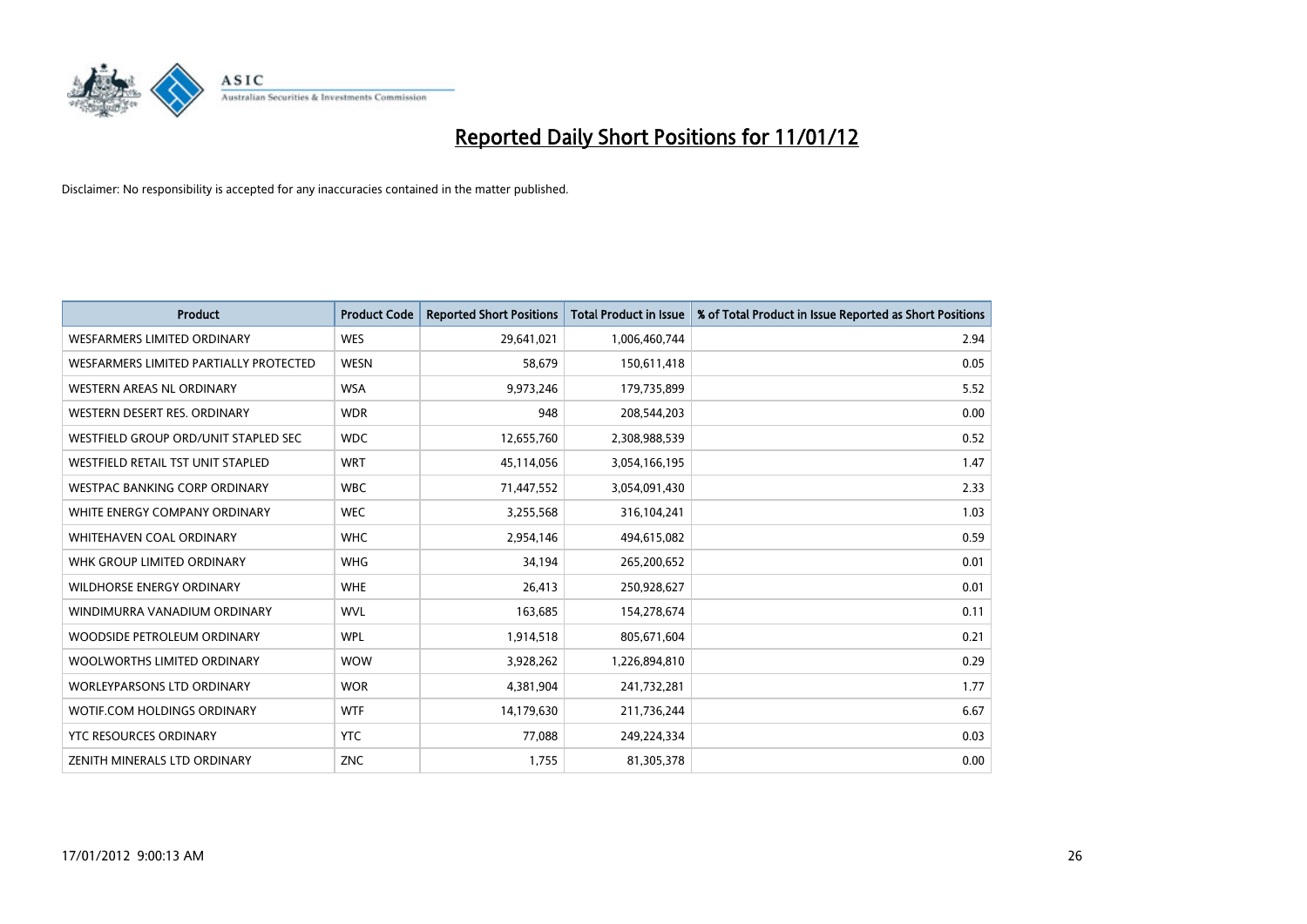# Reported Daily Short Positions for 11/01/12

Disclaimer: No responsibility is accepted for any inaccuracies contained in the matter published.

| Product | Product Code | Reported Short Positions | Total Product in Issue | % of Total Product in Issue Reported as Short Positions |
|---|---|---|---|---|
| WESFARMERS LIMITED ORDINARY | WES | 29,641,021 | 1,006,460,744 | 2.94 |
| WESFARMERS LIMITED PARTIALLY PROTECTED | WESN | 58,679 | 150,611,418 | 0.05 |
| WESTERN AREAS NL ORDINARY | WSA | 9,973,246 | 179,735,899 | 5.52 |
| WESTERN DESERT RES. ORDINARY | WDR | 948 | 208,544,203 | 0.00 |
| WESTFIELD GROUP ORD/UNIT STAPLED SEC | WDC | 12,655,760 | 2,308,988,539 | 0.52 |
| WESTFIELD RETAIL TST UNIT STAPLED | WRT | 45,114,056 | 3,054,166,195 | 1.47 |
| WESTPAC BANKING CORP ORDINARY | WBC | 71,447,552 | 3,054,091,430 | 2.33 |
| WHITE ENERGY COMPANY ORDINARY | WEC | 3,255,568 | 316,104,241 | 1.03 |
| WHITEHAVEN COAL ORDINARY | WHC | 2,954,146 | 494,615,082 | 0.59 |
| WHK GROUP LIMITED ORDINARY | WHG | 34,194 | 265,200,652 | 0.01 |
| WILDHORSE ENERGY ORDINARY | WHE | 26,413 | 250,928,627 | 0.01 |
| WINDIMURRA VANADIUM ORDINARY | WVL | 163,685 | 154,278,674 | 0.11 |
| WOODSIDE PETROLEUM ORDINARY | WPL | 1,914,518 | 805,671,604 | 0.21 |
| WOOLWORTHS LIMITED ORDINARY | WOW | 3,928,262 | 1,226,894,810 | 0.29 |
| WORLEYPARSONS LTD ORDINARY | WOR | 4,381,904 | 241,732,281 | 1.77 |
| WOTIF.COM HOLDINGS ORDINARY | WTF | 14,179,630 | 211,736,244 | 6.67 |
| YTC RESOURCES ORDINARY | YTC | 77,088 | 249,224,334 | 0.03 |
| ZENITH MINERALS LTD ORDINARY | ZNC | 1,755 | 81,305,378 | 0.00 |